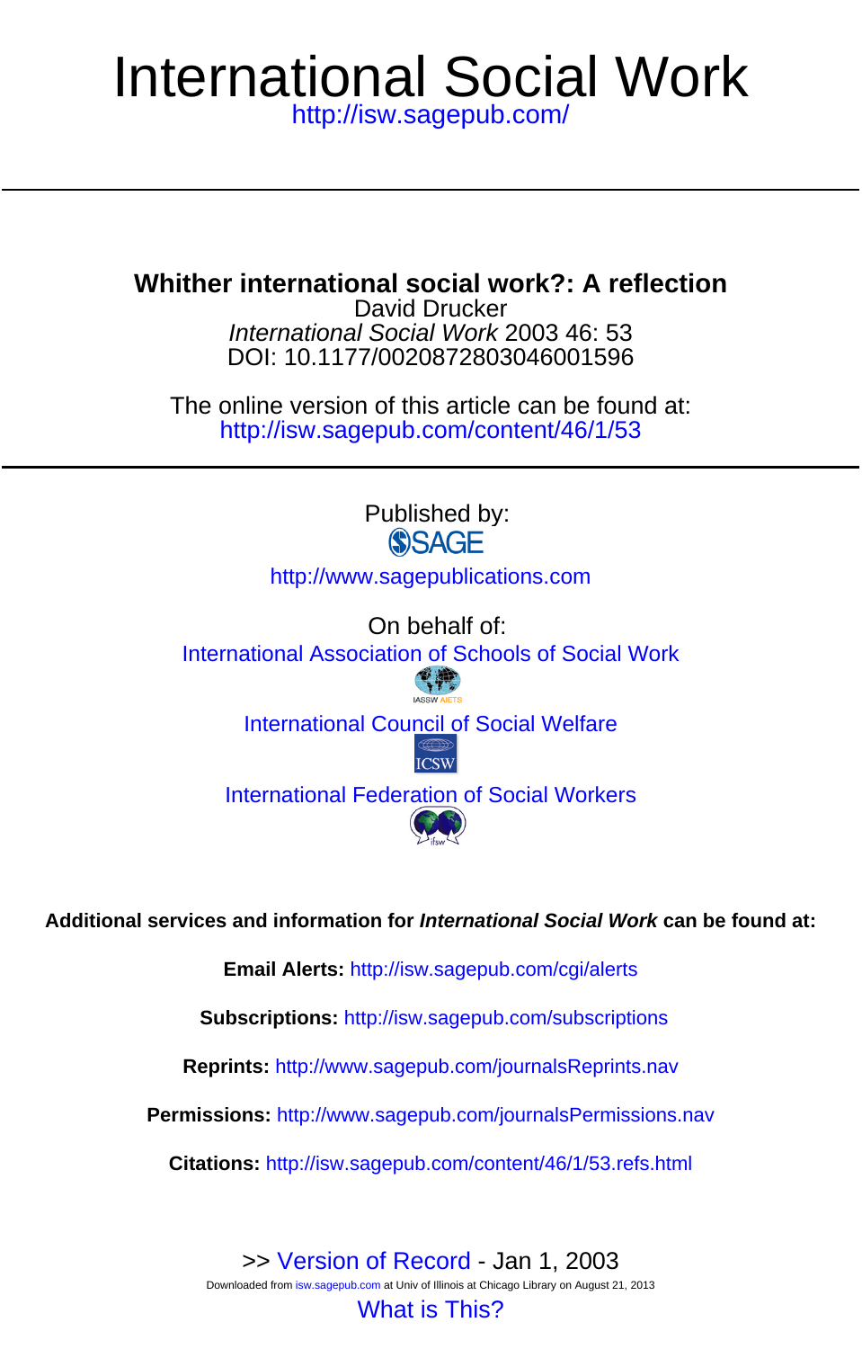# International Social Work

http://isw.sagepub.com/

## Whither international social work?: A reflection

David Drucker

*International Social Work* 2003 46: 53

DOI: 10.1177/0020872803046001596

The online version of this article can be found at:

http://isw.sagepub.com/content/46/1/53

Published by:

SAGE

http://www.sagepublications.com

On behalf of:

International Association of Schools of Social Work

IASSW AIETS

International Council of Social Welfare

ICSW

International Federation of Social Workers

ifsw

**Additional services and information for *International Social Work* can be found at:**

**Email Alerts:** http://isw.sagepub.com/cgi/alerts

**Subscriptions:** http://isw.sagepub.com/subscriptions

**Reprints:** http://www.sagepub.com/journalsReprints.nav

**Permissions:** http://www.sagepub.com/journalsPermissions.nav

**Citations:** http://isw.sagepub.com/content/46/1/53.refs.html

>> Version of Record - Jan 1, 2003

Downloaded from isw.sagepub.com at Univ of Illinois at Chicago Library on August 21, 2013

What is This?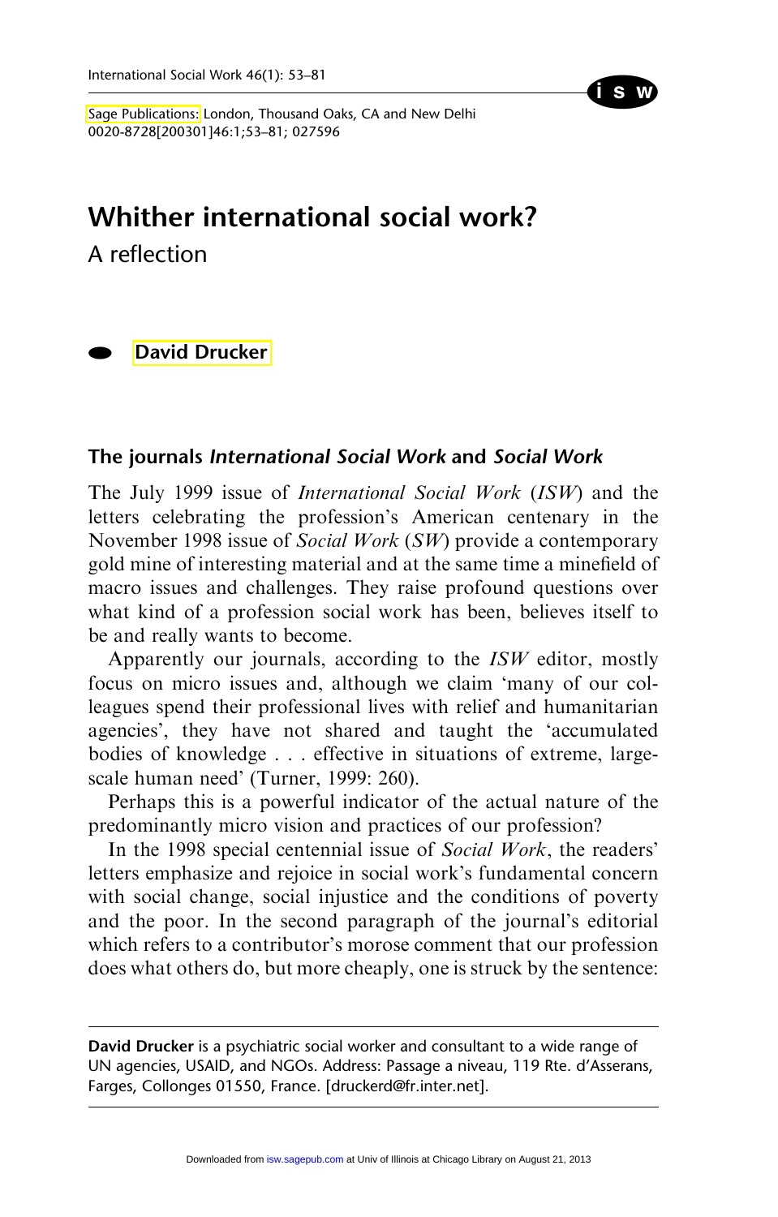# Whither international social work?

## A reflection

David Drucker

### The journals *International Social Work* and *Social Work*

The July 1999 issue of *International Social Work* (*ISW*) and the letters celebrating the profession's American centenary in the November 1998 issue of *Social Work* (*SW*) provide a contemporary gold mine of interesting material and at the same time a minefield of macro issues and challenges. They raise profound questions over what kind of a profession social work has been, believes itself to be and really wants to become.

Apparently our journals, according to the *ISW* editor, mostly focus on micro issues and, although we claim 'many of our colleagues spend their professional lives with relief and humanitarian agencies', they have not shared and taught the 'accumulated bodies of knowledge . . . effective in situations of extreme, large-scale human need' (Turner, 1999: 260).

Perhaps this is a powerful indicator of the actual nature of the predominantly micro vision and practices of our profession?

In the 1998 special centennial issue of *Social Work*, the readers' letters emphasize and rejoice in social work's fundamental concern with social change, social injustice and the conditions of poverty and the poor. In the second paragraph of the journal's editorial which refers to a contributor's morose comment that our profession does what others do, but more cheaply, one is struck by the sentence:

---

**David Drucker** is a psychiatric social worker and consultant to a wide range of UN agencies, USAID, and NGOs. Address: Passage a niveau, 119 Rte. d'Asserans, Farges, Collonges 01550, France. [druckerd@fr.inter.net].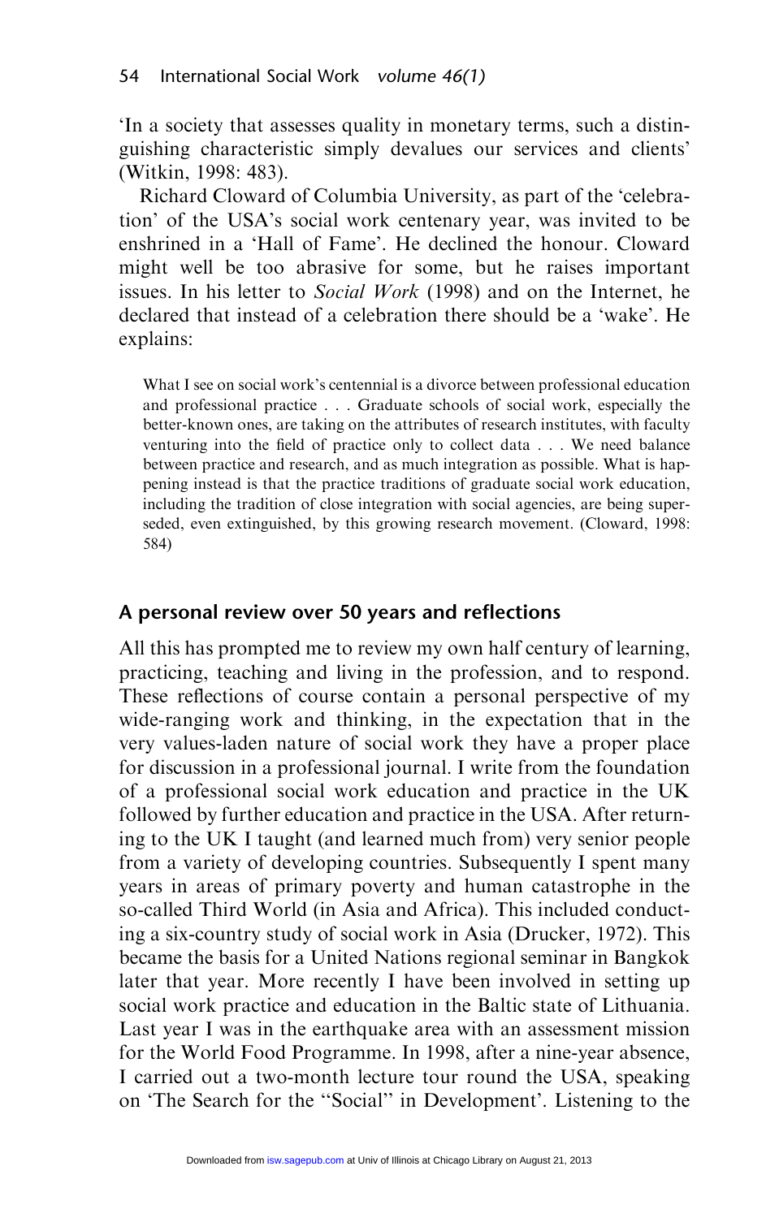'In a society that assesses quality in monetary terms, such a distinguishing characteristic simply devalues our services and clients' (Witkin, 1998: 483).

Richard Cloward of Columbia University, as part of the 'celebration' of the USA's social work centenary year, was invited to be enshrined in a 'Hall of Fame'. He declined the honour. Cloward might well be too abrasive for some, but he raises important issues. In his letter to *Social Work* (1998) and on the Internet, he declared that instead of a celebration there should be a 'wake'. He explains:

> What I see on social work's centennial is a divorce between professional education and professional practice . . . Graduate schools of social work, especially the better-known ones, are taking on the attributes of research institutes, with faculty venturing into the field of practice only to collect data . . . We need balance between practice and research, and as much integration as possible. What is happening instead is that the practice traditions of graduate social work education, including the tradition of close integration with social agencies, are being superseded, even extinguished, by this growing research movement. (Cloward, 1998: 584)

## A personal review over 50 years and reflections

All this has prompted me to review my own half century of learning, practicing, teaching and living in the profession, and to respond. These reflections of course contain a personal perspective of my wide-ranging work and thinking, in the expectation that in the very values-laden nature of social work they have a proper place for discussion in a professional journal. I write from the foundation of a professional social work education and practice in the UK followed by further education and practice in the USA. After returning to the UK I taught (and learned much from) very senior people from a variety of developing countries. Subsequently I spent many years in areas of primary poverty and human catastrophe in the so-called Third World (in Asia and Africa). This included conducting a six-country study of social work in Asia (Drucker, 1972). This became the basis for a United Nations regional seminar in Bangkok later that year. More recently I have been involved in setting up social work practice and education in the Baltic state of Lithuania. Last year I was in the earthquake area with an assessment mission for the World Food Programme. In 1998, after a nine-year absence, I carried out a two-month lecture tour round the USA, speaking on 'The Search for the "Social" in Development'. Listening to the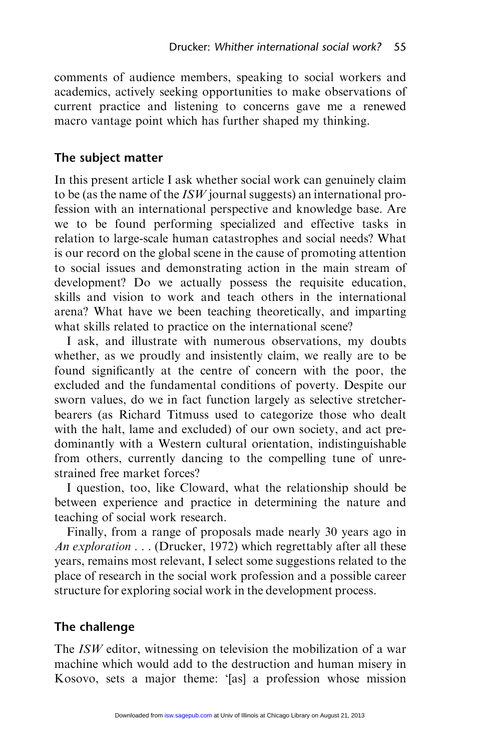comments of audience members, speaking to social workers and academics, actively seeking opportunities to make observations of current practice and listening to concerns gave me a renewed macro vantage point which has further shaped my thinking.

## The subject matter

In this present article I ask whether social work can genuinely claim to be (as the name of the *ISW* journal suggests) an international profession with an international perspective and knowledge base. Are we to be found performing specialized and effective tasks in relation to large-scale human catastrophes and social needs? What is our record on the global scene in the cause of promoting attention to social issues and demonstrating action in the main stream of development? Do we actually possess the requisite education, skills and vision to work and teach others in the international arena? What have we been teaching theoretically, and imparting what skills related to practice on the international scene?

I ask, and illustrate with numerous observations, my doubts whether, as we proudly and insistently claim, we really are to be found significantly at the centre of concern with the poor, the excluded and the fundamental conditions of poverty. Despite our sworn values, do we in fact function largely as selective stretcher-bearers (as Richard Titmuss used to categorize those who dealt with the halt, lame and excluded) of our own society, and act predominantly with a Western cultural orientation, indistinguishable from others, currently dancing to the compelling tune of unrestrained free market forces?

I question, too, like Cloward, what the relationship should be between experience and practice in determining the nature and teaching of social work research.

Finally, from a range of proposals made nearly 30 years ago in *An exploration . . .* (Drucker, 1972) which regrettably after all these years, remains most relevant, I select some suggestions related to the place of research in the social work profession and a possible career structure for exploring social work in the development process.

## The challenge

The *ISW* editor, witnessing on television the mobilization of a war machine which would add to the destruction and human misery in Kosovo, sets a major theme: '[as] a profession whose mission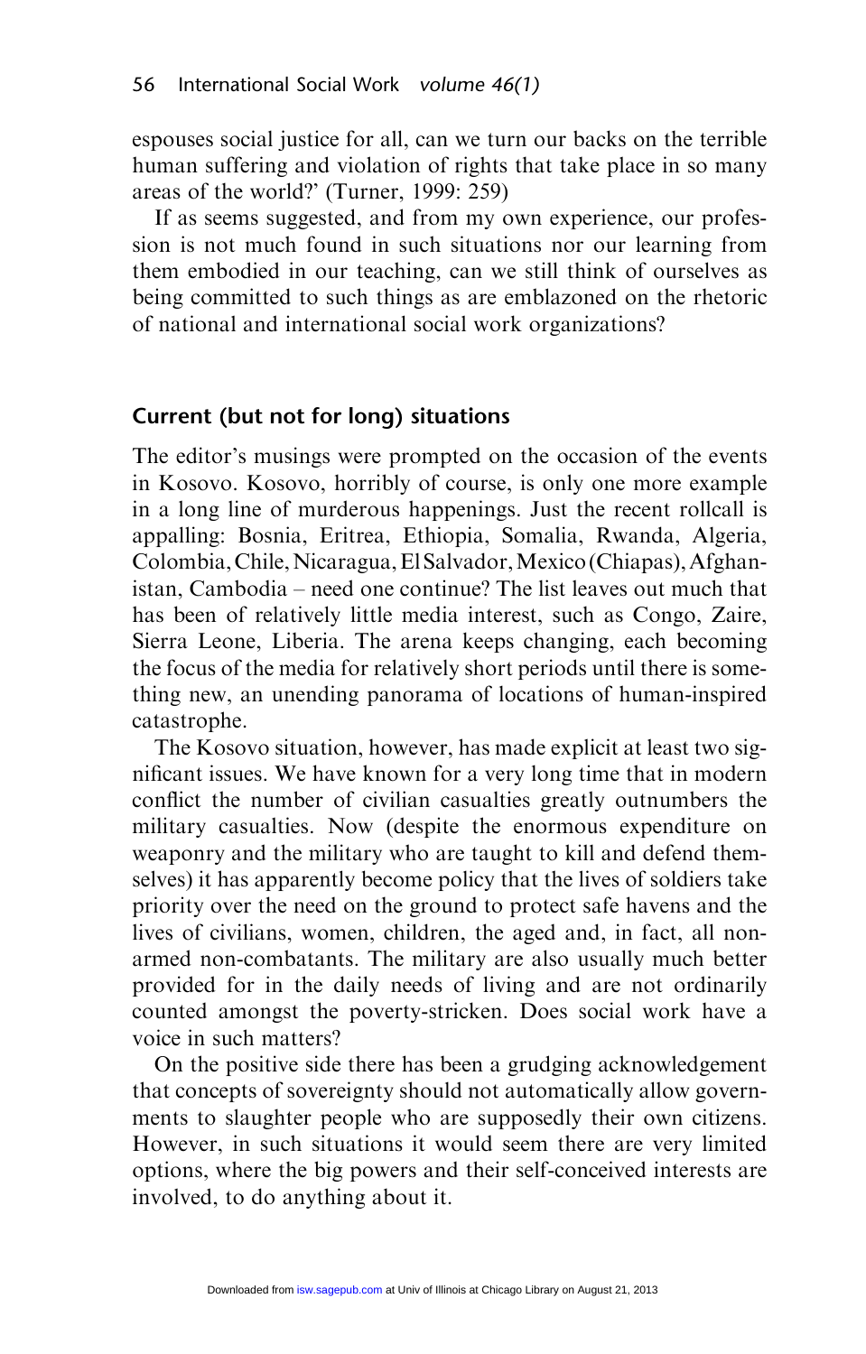espouses social justice for all, can we turn our backs on the terrible human suffering and violation of rights that take place in so many areas of the world?' (Turner, 1999: 259)

If as seems suggested, and from my own experience, our profession is not much found in such situations nor our learning from them embodied in our teaching, can we still think of ourselves as being committed to such things as are emblazoned on the rhetoric of national and international social work organizations?

## Current (but not for long) situations

The editor's musings were prompted on the occasion of the events in Kosovo. Kosovo, horribly of course, is only one more example in a long line of murderous happenings. Just the recent rollcall is appalling: Bosnia, Eritrea, Ethiopia, Somalia, Rwanda, Algeria, Colombia, Chile, Nicaragua, El Salvador, Mexico (Chiapas), Afghanistan, Cambodia – need one continue? The list leaves out much that has been of relatively little media interest, such as Congo, Zaire, Sierra Leone, Liberia. The arena keeps changing, each becoming the focus of the media for relatively short periods until there is something new, an unending panorama of locations of human-inspired catastrophe.

The Kosovo situation, however, has made explicit at least two significant issues. We have known for a very long time that in modern conflict the number of civilian casualties greatly outnumbers the military casualties. Now (despite the enormous expenditure on weaponry and the military who are taught to kill and defend themselves) it has apparently become policy that the lives of soldiers take priority over the need on the ground to protect safe havens and the lives of civilians, women, children, the aged and, in fact, all non-armed non-combatants. The military are also usually much better provided for in the daily needs of living and are not ordinarily counted amongst the poverty-stricken. Does social work have a voice in such matters?

On the positive side there has been a grudging acknowledgement that concepts of sovereignty should not automatically allow governments to slaughter people who are supposedly their own citizens. However, in such situations it would seem there are very limited options, where the big powers and their self-conceived interests are involved, to do anything about it.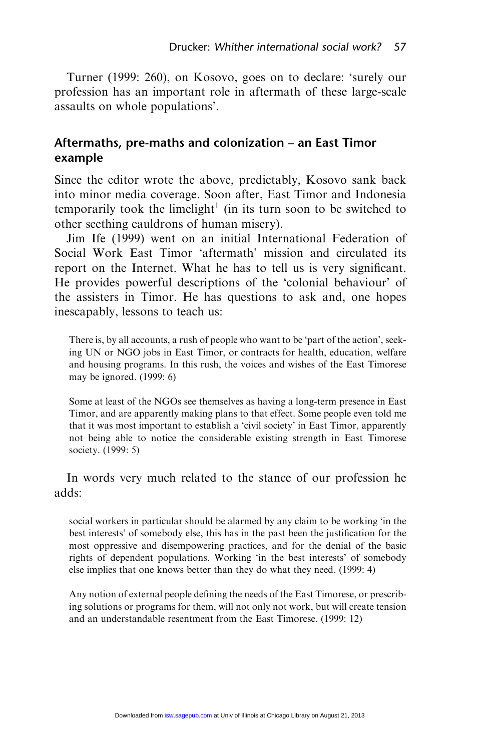Turner (1999: 260), on Kosovo, goes on to declare: 'surely our profession has an important role in aftermath of these large-scale assaults on whole populations'.

## Aftermaths, pre-maths and colonization – an East Timor example

Since the editor wrote the above, predictably, Kosovo sank back into minor media coverage. Soon after, East Timor and Indonesia temporarily took the limelight[1] (in its turn soon to be switched to other seething cauldrons of human misery).

Jim Ife (1999) went on an initial International Federation of Social Work East Timor 'aftermath' mission and circulated its report on the Internet. What he has to tell us is very significant. He provides powerful descriptions of the 'colonial behaviour' of the assisters in Timor. He has questions to ask and, one hopes inescapably, lessons to teach us:

> There is, by all accounts, a rush of people who want to be 'part of the action', seeking UN or NGO jobs in East Timor, or contracts for health, education, welfare and housing programs. In this rush, the voices and wishes of the East Timorese may be ignored. (1999: 6)

> Some at least of the NGOs see themselves as having a long-term presence in East Timor, and are apparently making plans to that effect. Some people even told me that it was most important to establish a 'civil society' in East Timor, apparently not being able to notice the considerable existing strength in East Timorese society. (1999: 5)

In words very much related to the stance of our profession he adds:

> social workers in particular should be alarmed by any claim to be working 'in the best interests' of somebody else, this has in the past been the justification for the most oppressive and disempowering practices, and for the denial of the basic rights of dependent populations. Working 'in the best interests' of somebody else implies that one knows better than they do what they need. (1999: 4)

> Any notion of external people defining the needs of the East Timorese, or prescribing solutions or programs for them, will not only not work, but will create tension and an understandable resentment from the East Timorese. (1999: 12)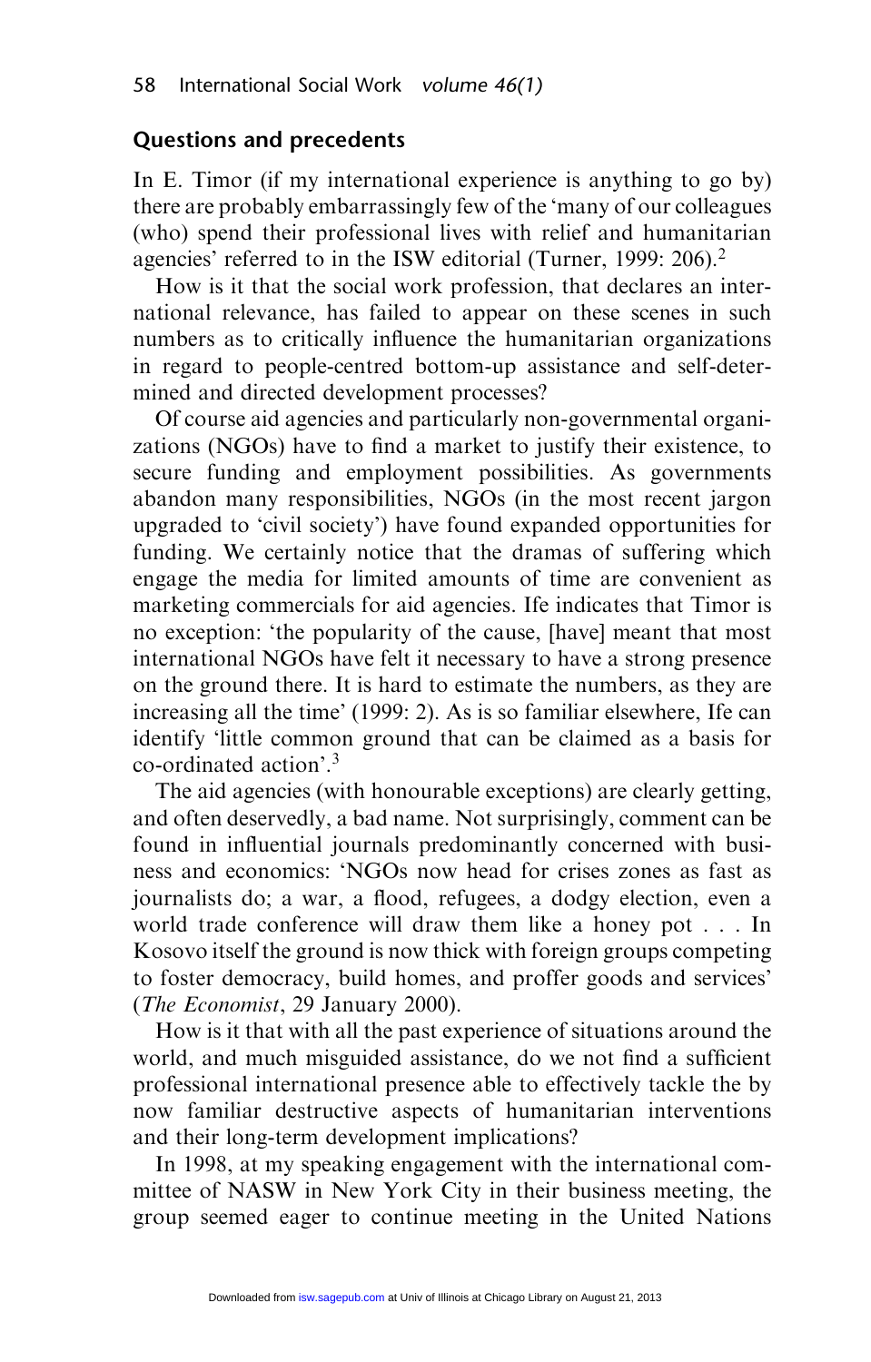## Questions and precedents

In E. Timor (if my international experience is anything to go by) there are probably embarrassingly few of the 'many of our colleagues (who) spend their professional lives with relief and humanitarian agencies' referred to in the ISW editorial (Turner, 1999: 206).[2]

How is it that the social work profession, that declares an international relevance, has failed to appear on these scenes in such numbers as to critically influence the humanitarian organizations in regard to people-centred bottom-up assistance and self-determined and directed development processes?

Of course aid agencies and particularly non-governmental organizations (NGOs) have to find a market to justify their existence, to secure funding and employment possibilities. As governments abandon many responsibilities, NGOs (in the most recent jargon upgraded to 'civil society') have found expanded opportunities for funding. We certainly notice that the dramas of suffering which engage the media for limited amounts of time are convenient as marketing commercials for aid agencies. Ife indicates that Timor is no exception: 'the popularity of the cause, [have] meant that most international NGOs have felt it necessary to have a strong presence on the ground there. It is hard to estimate the numbers, as they are increasing all the time' (1999: 2). As is so familiar elsewhere, Ife can identify 'little common ground that can be claimed as a basis for co-ordinated action'.[3]

The aid agencies (with honourable exceptions) are clearly getting, and often deservedly, a bad name. Not surprisingly, comment can be found in influential journals predominantly concerned with business and economics: 'NGOs now head for crises zones as fast as journalists do; a war, a flood, refugees, a dodgy election, even a world trade conference will draw them like a honey pot . . . In Kosovo itself the ground is now thick with foreign groups competing to foster democracy, build homes, and proffer goods and services' (*The Economist*, 29 January 2000).

How is it that with all the past experience of situations around the world, and much misguided assistance, do we not find a sufficient professional international presence able to effectively tackle the by now familiar destructive aspects of humanitarian interventions and their long-term development implications?

In 1998, at my speaking engagement with the international committee of NASW in New York City in their business meeting, the group seemed eager to continue meeting in the United Nations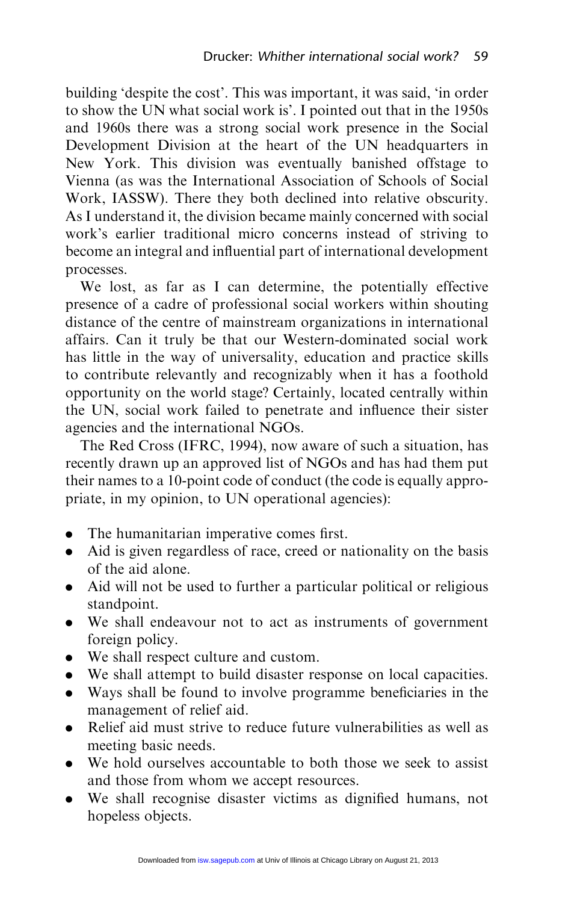building 'despite the cost'. This was important, it was said, 'in order to show the UN what social work is'. I pointed out that in the 1950s and 1960s there was a strong social work presence in the Social Development Division at the heart of the UN headquarters in New York. This division was eventually banished offstage to Vienna (as was the International Association of Schools of Social Work, IASSW). There they both declined into relative obscurity. As I understand it, the division became mainly concerned with social work's earlier traditional micro concerns instead of striving to become an integral and influential part of international development processes.

We lost, as far as I can determine, the potentially effective presence of a cadre of professional social workers within shouting distance of the centre of mainstream organizations in international affairs. Can it truly be that our Western-dominated social work has little in the way of universality, education and practice skills to contribute relevantly and recognizably when it has a foothold opportunity on the world stage? Certainly, located centrally within the UN, social work failed to penetrate and influence their sister agencies and the international NGOs.

The Red Cross (IFRC, 1994), now aware of such a situation, has recently drawn up an approved list of NGOs and has had them put their names to a 10-point code of conduct (the code is equally appropriate, in my opinion, to UN operational agencies):

- The humanitarian imperative comes first.
- Aid is given regardless of race, creed or nationality on the basis of the aid alone.
- Aid will not be used to further a particular political or religious standpoint.
- We shall endeavour not to act as instruments of government foreign policy.
- We shall respect culture and custom.
- We shall attempt to build disaster response on local capacities.
- Ways shall be found to involve programme beneficiaries in the management of relief aid.
- Relief aid must strive to reduce future vulnerabilities as well as meeting basic needs.
- We hold ourselves accountable to both those we seek to assist and those from whom we accept resources.
- We shall recognise disaster victims as dignified humans, not hopeless objects.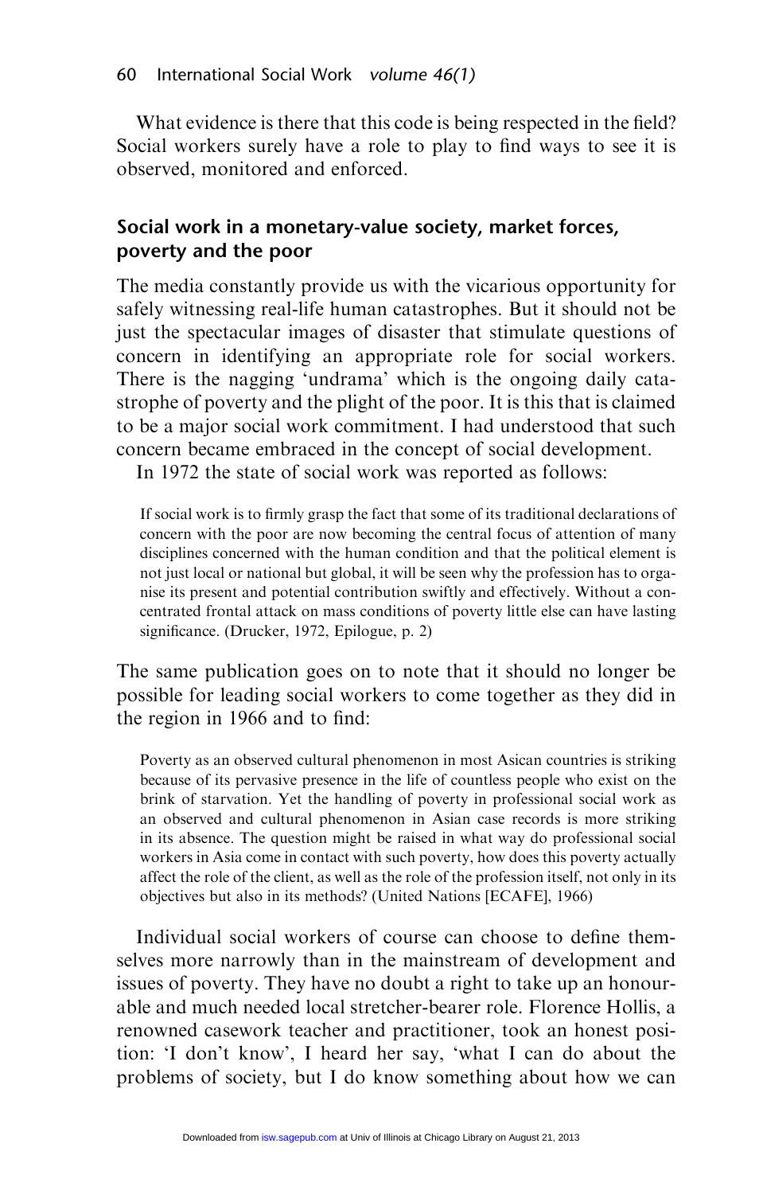What evidence is there that this code is being respected in the field? Social workers surely have a role to play to find ways to see it is observed, monitored and enforced.

## Social work in a monetary-value society, market forces, poverty and the poor

The media constantly provide us with the vicarious opportunity for safely witnessing real-life human catastrophes. But it should not be just the spectacular images of disaster that stimulate questions of concern in identifying an appropriate role for social workers. There is the nagging 'undrama' which is the ongoing daily catastrophe of poverty and the plight of the poor. It is this that is claimed to be a major social work commitment. I had understood that such concern became embraced in the concept of social development.

In 1972 the state of social work was reported as follows:

> If social work is to firmly grasp the fact that some of its traditional declarations of concern with the poor are now becoming the central focus of attention of many disciplines concerned with the human condition and that the political element is not just local or national but global, it will be seen why the profession has to organise its present and potential contribution swiftly and effectively. Without a concentrated frontal attack on mass conditions of poverty little else can have lasting significance. (Drucker, 1972, Epilogue, p. 2)

The same publication goes on to note that it should no longer be possible for leading social workers to come together as they did in the region in 1966 and to find:

> Poverty as an observed cultural phenomenon in most Asican countries is striking because of its pervasive presence in the life of countless people who exist on the brink of starvation. Yet the handling of poverty in professional social work as an observed and cultural phenomenon in Asian case records is more striking in its absence. The question might be raised in what way do professional social workers in Asia come in contact with such poverty, how does this poverty actually affect the role of the client, as well as the role of the profession itself, not only in its objectives but also in its methods? (United Nations [ECAFE], 1966)

Individual social workers of course can choose to define themselves more narrowly than in the mainstream of development and issues of poverty. They have no doubt a right to take up an honourable and much needed local stretcher-bearer role. Florence Hollis, a renowned casework teacher and practitioner, took an honest position: 'I don't know', I heard her say, 'what I can do about the problems of society, but I do know something about how we can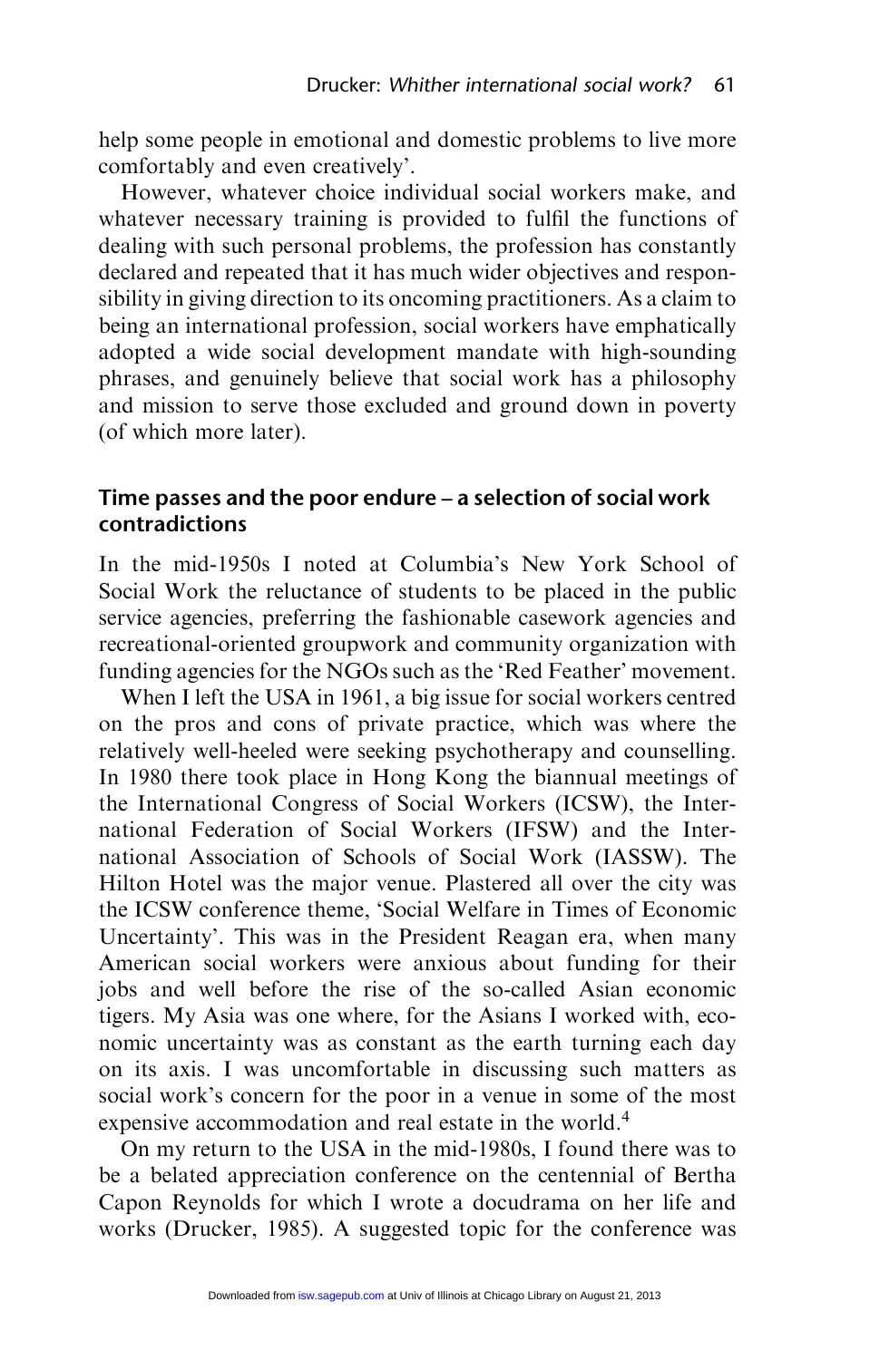help some people in emotional and domestic problems to live more comfortably and even creatively'.

However, whatever choice individual social workers make, and whatever necessary training is provided to fulfil the functions of dealing with such personal problems, the profession has constantly declared and repeated that it has much wider objectives and responsibility in giving direction to its oncoming practitioners. As a claim to being an international profession, social workers have emphatically adopted a wide social development mandate with high-sounding phrases, and genuinely believe that social work has a philosophy and mission to serve those excluded and ground down in poverty (of which more later).

### Time passes and the poor endure – a selection of social work contradictions

In the mid-1950s I noted at Columbia's New York School of Social Work the reluctance of students to be placed in the public service agencies, preferring the fashionable casework agencies and recreational-oriented groupwork and community organization with funding agencies for the NGOs such as the 'Red Feather' movement.

When I left the USA in 1961, a big issue for social workers centred on the pros and cons of private practice, which was where the relatively well-heeled were seeking psychotherapy and counselling. In 1980 there took place in Hong Kong the biannual meetings of the International Congress of Social Workers (ICSW), the International Federation of Social Workers (IFSW) and the International Association of Schools of Social Work (IASSW). The Hilton Hotel was the major venue. Plastered all over the city was the ICSW conference theme, 'Social Welfare in Times of Economic Uncertainty'. This was in the President Reagan era, when many American social workers were anxious about funding for their jobs and well before the rise of the so-called Asian economic tigers. My Asia was one where, for the Asians I worked with, economic uncertainty was as constant as the earth turning each day on its axis. I was uncomfortable in discussing such matters as social work's concern for the poor in a venue in some of the most expensive accommodation and real estate in the world.[4]

On my return to the USA in the mid-1980s, I found there was to be a belated appreciation conference on the centennial of Bertha Capon Reynolds for which I wrote a docudrama on her life and works (Drucker, 1985). A suggested topic for the conference was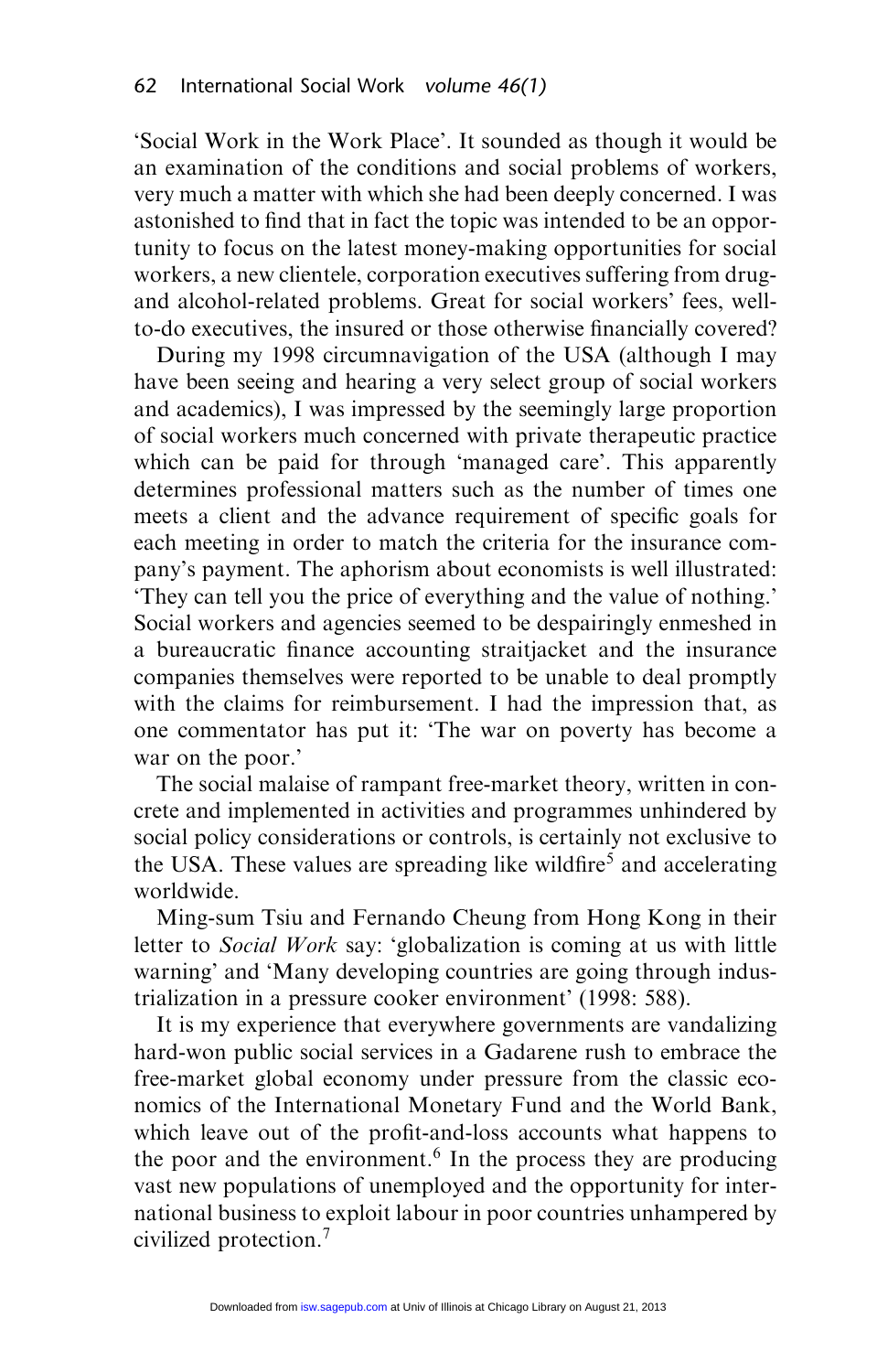'Social Work in the Work Place'. It sounded as though it would be an examination of the conditions and social problems of workers, very much a matter with which she had been deeply concerned. I was astonished to find that in fact the topic was intended to be an opportunity to focus on the latest money-making opportunities for social workers, a new clientele, corporation executives suffering from drug- and alcohol-related problems. Great for social workers' fees, well-to-do executives, the insured or those otherwise financially covered?

During my 1998 circumnavigation of the USA (although I may have been seeing and hearing a very select group of social workers and academics), I was impressed by the seemingly large proportion of social workers much concerned with private therapeutic practice which can be paid for through 'managed care'. This apparently determines professional matters such as the number of times one meets a client and the advance requirement of specific goals for each meeting in order to match the criteria for the insurance company's payment. The aphorism about economists is well illustrated: 'They can tell you the price of everything and the value of nothing.' Social workers and agencies seemed to be despairingly enmeshed in a bureaucratic finance accounting straitjacket and the insurance companies themselves were reported to be unable to deal promptly with the claims for reimbursement. I had the impression that, as one commentator has put it: 'The war on poverty has become a war on the poor.'

The social malaise of rampant free-market theory, written in concrete and implemented in activities and programmes unhindered by social policy considerations or controls, is certainly not exclusive to the USA. These values are spreading like wildfire[5] and accelerating worldwide.

Ming-sum Tsiu and Fernando Cheung from Hong Kong in their letter to *Social Work* say: 'globalization is coming at us with little warning' and 'Many developing countries are going through industrialization in a pressure cooker environment' (1998: 588).

It is my experience that everywhere governments are vandalizing hard-won public social services in a Gadarene rush to embrace the free-market global economy under pressure from the classic economics of the International Monetary Fund and the World Bank, which leave out of the profit-and-loss accounts what happens to the poor and the environment.[6] In the process they are producing vast new populations of unemployed and the opportunity for international business to exploit labour in poor countries unhampered by civilized protection.[7]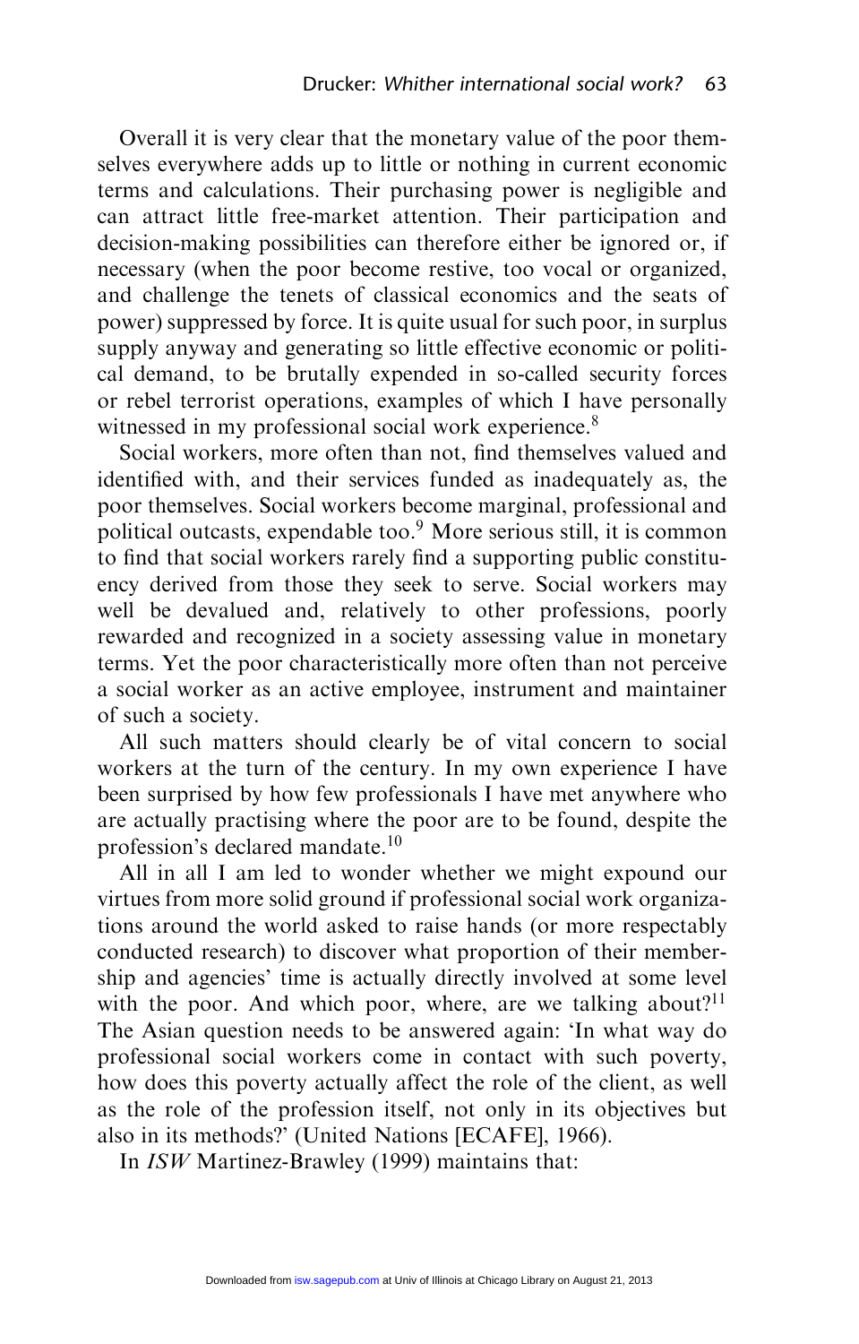Overall it is very clear that the monetary value of the poor themselves everywhere adds up to little or nothing in current economic terms and calculations. Their purchasing power is negligible and can attract little free-market attention. Their participation and decision-making possibilities can therefore either be ignored or, if necessary (when the poor become restive, too vocal or organized, and challenge the tenets of classical economics and the seats of power) suppressed by force. It is quite usual for such poor, in surplus supply anyway and generating so little effective economic or political demand, to be brutally expended in so-called security forces or rebel terrorist operations, examples of which I have personally witnessed in my professional social work experience.[8]

Social workers, more often than not, find themselves valued and identified with, and their services funded as inadequately as, the poor themselves. Social workers become marginal, professional and political outcasts, expendable too.[9] More serious still, it is common to find that social workers rarely find a supporting public constituency derived from those they seek to serve. Social workers may well be devalued and, relatively to other professions, poorly rewarded and recognized in a society assessing value in monetary terms. Yet the poor characteristically more often than not perceive a social worker as an active employee, instrument and maintainer of such a society.

All such matters should clearly be of vital concern to social workers at the turn of the century. In my own experience I have been surprised by how few professionals I have met anywhere who are actually practising where the poor are to be found, despite the profession's declared mandate.[10]

All in all I am led to wonder whether we might expound our virtues from more solid ground if professional social work organizations around the world asked to raise hands (or more respectably conducted research) to discover what proportion of their membership and agencies' time is actually directly involved at some level with the poor. And which poor, where, are we talking about?[11] The Asian question needs to be answered again: 'In what way do professional social workers come in contact with such poverty, how does this poverty actually affect the role of the client, as well as the role of the profession itself, not only in its objectives but also in its methods?' (United Nations [ECAFE], 1966).

In *ISW* Martinez-Brawley (1999) maintains that: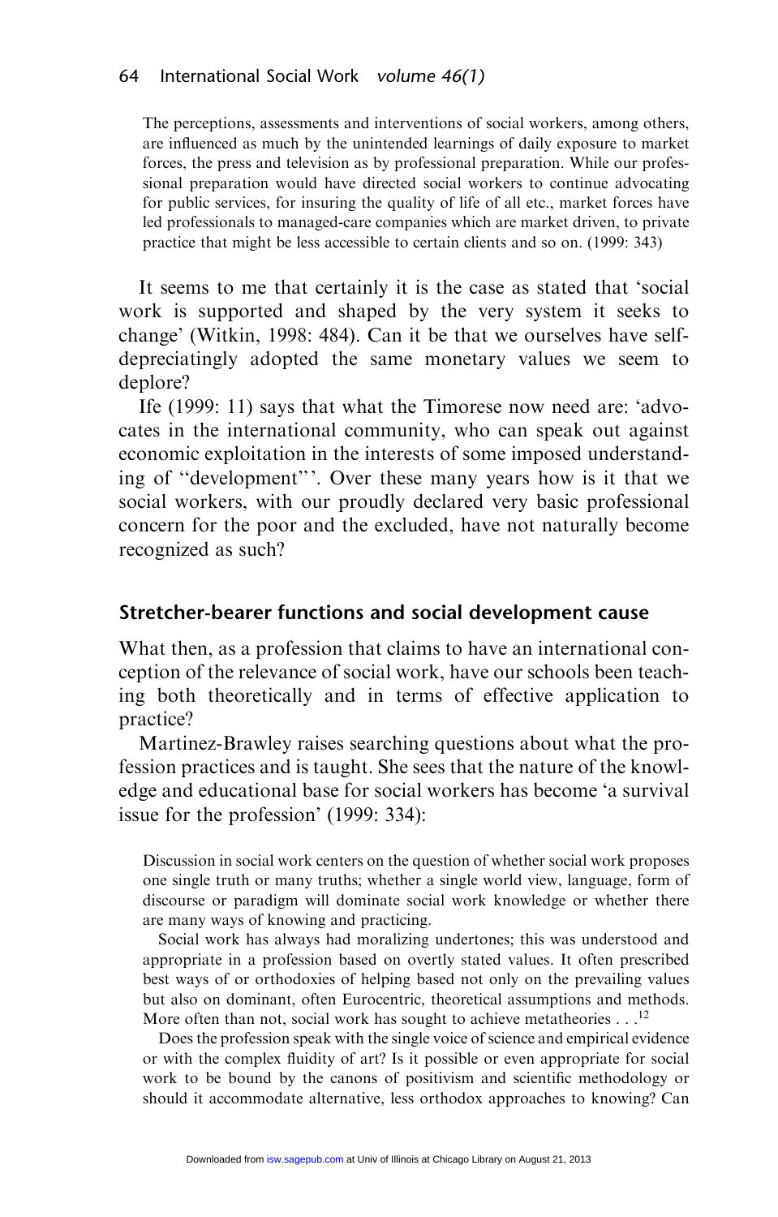> The perceptions, assessments and interventions of social workers, among others, are influenced as much by the unintended learnings of daily exposure to market forces, the press and television as by professional preparation. While our professional preparation would have directed social workers to continue advocating for public services, for insuring the quality of life of all etc., market forces have led professionals to managed-care companies which are market driven, to private practice that might be less accessible to certain clients and so on. (1999: 343)

It seems to me that certainly it is the case as stated that 'social work is supported and shaped by the very system it seeks to change' (Witkin, 1998: 484). Can it be that we ourselves have self-depreciatingly adopted the same monetary values we seem to deplore?

Ife (1999: 11) says that what the Timorese now need are: 'advocates in the international community, who can speak out against economic exploitation in the interests of some imposed understanding of "development"'. Over these many years how is it that we social workers, with our proudly declared very basic professional concern for the poor and the excluded, have not naturally become recognized as such?

## Stretcher-bearer functions and social development cause

What then, as a profession that claims to have an international conception of the relevance of social work, have our schools been teaching both theoretically and in terms of effective application to practice?

Martinez-Brawley raises searching questions about what the profession practices and is taught. She sees that the nature of the knowledge and educational base for social workers has become 'a survival issue for the profession' (1999: 334):

> Discussion in social work centers on the question of whether social work proposes one single truth or many truths; whether a single world view, language, form of discourse or paradigm will dominate social work knowledge or whether there are many ways of knowing and practicing.
>
> Social work has always had moralizing undertones; this was understood and appropriate in a profession based on overtly stated values. It often prescribed best ways of or orthodoxies of helping based not only on the prevailing values but also on dominant, often Eurocentric, theoretical assumptions and methods. More often than not, social work has sought to achieve metatheories . . .[12]
>
> Does the profession speak with the single voice of science and empirical evidence or with the complex fluidity of art? Is it possible or even appropriate for social work to be bound by the canons of positivism and scientific methodology or should it accommodate alternative, less orthodox approaches to knowing? Can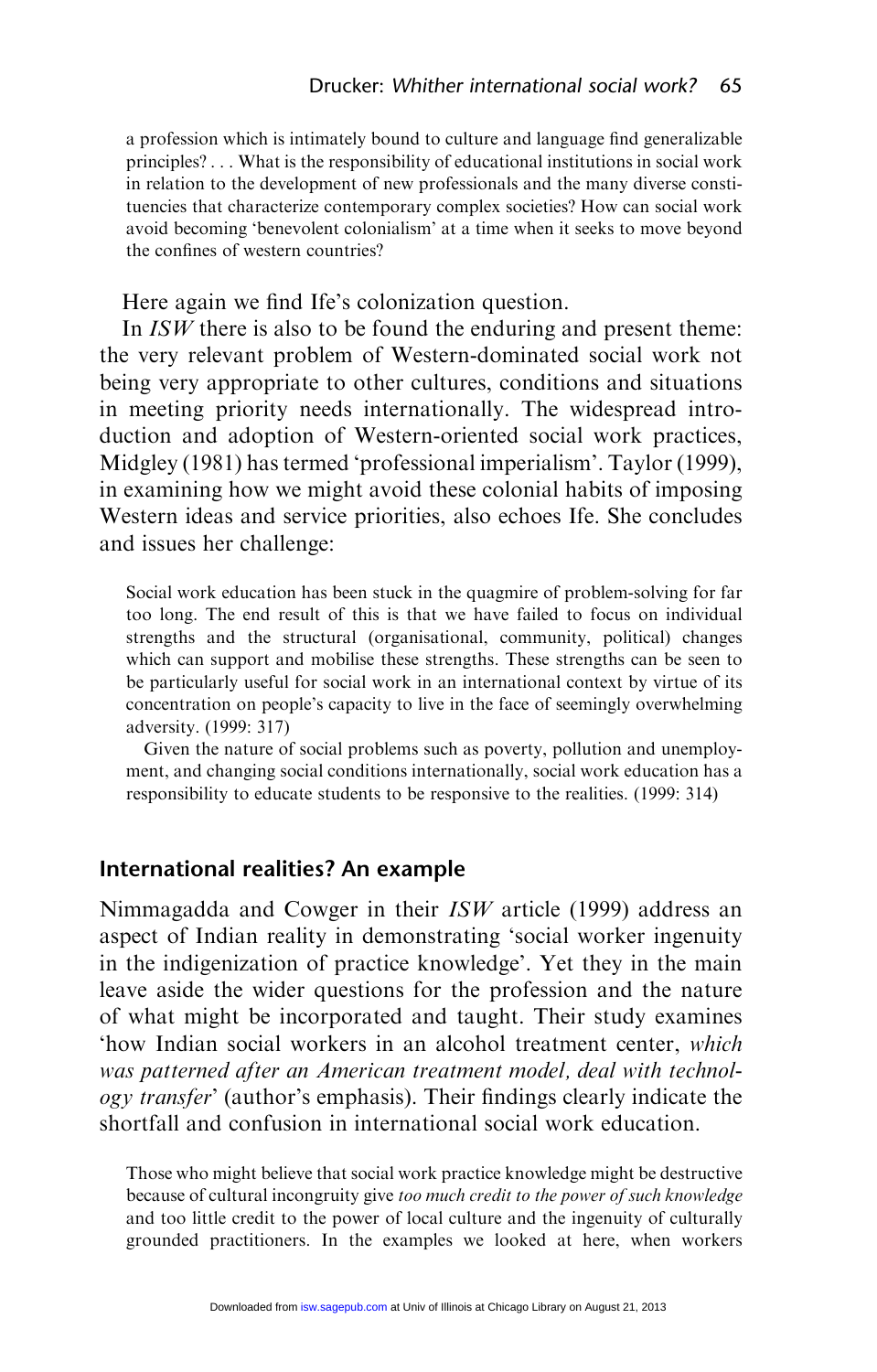> a profession which is intimately bound to culture and language find generalizable principles? . . . What is the responsibility of educational institutions in social work in relation to the development of new professionals and the many diverse constituencies that characterize contemporary complex societies? How can social work avoid becoming 'benevolent colonialism' at a time when it seeks to move beyond the confines of western countries?

Here again we find Ife's colonization question.

In *ISW* there is also to be found the enduring and present theme: the very relevant problem of Western-dominated social work not being very appropriate to other cultures, conditions and situations in meeting priority needs internationally. The widespread introduction and adoption of Western-oriented social work practices, Midgley (1981) has termed 'professional imperialism'. Taylor (1999), in examining how we might avoid these colonial habits of imposing Western ideas and service priorities, also echoes Ife. She concludes and issues her challenge:

> Social work education has been stuck in the quagmire of problem-solving for far too long. The end result of this is that we have failed to focus on individual strengths and the structural (organisational, community, political) changes which can support and mobilise these strengths. These strengths can be seen to be particularly useful for social work in an international context by virtue of its concentration on people's capacity to live in the face of seemingly overwhelming adversity. (1999: 317)
>
> Given the nature of social problems such as poverty, pollution and unemployment, and changing social conditions internationally, social work education has a responsibility to educate students to be responsive to the realities. (1999: 314)

## International realities? An example

Nimmagadda and Cowger in their *ISW* article (1999) address an aspect of Indian reality in demonstrating 'social worker ingenuity in the indigenization of practice knowledge'. Yet they in the main leave aside the wider questions for the profession and the nature of what might be incorporated and taught. Their study examines 'how Indian social workers in an alcohol treatment center, *which was patterned after an American treatment model, deal with technology transfer*' (author's emphasis). Their findings clearly indicate the shortfall and confusion in international social work education.

> Those who might believe that social work practice knowledge might be destructive because of cultural incongruity give *too much credit to the power of such knowledge* and too little credit to the power of local culture and the ingenuity of culturally grounded practitioners. In the examples we looked at here, when workers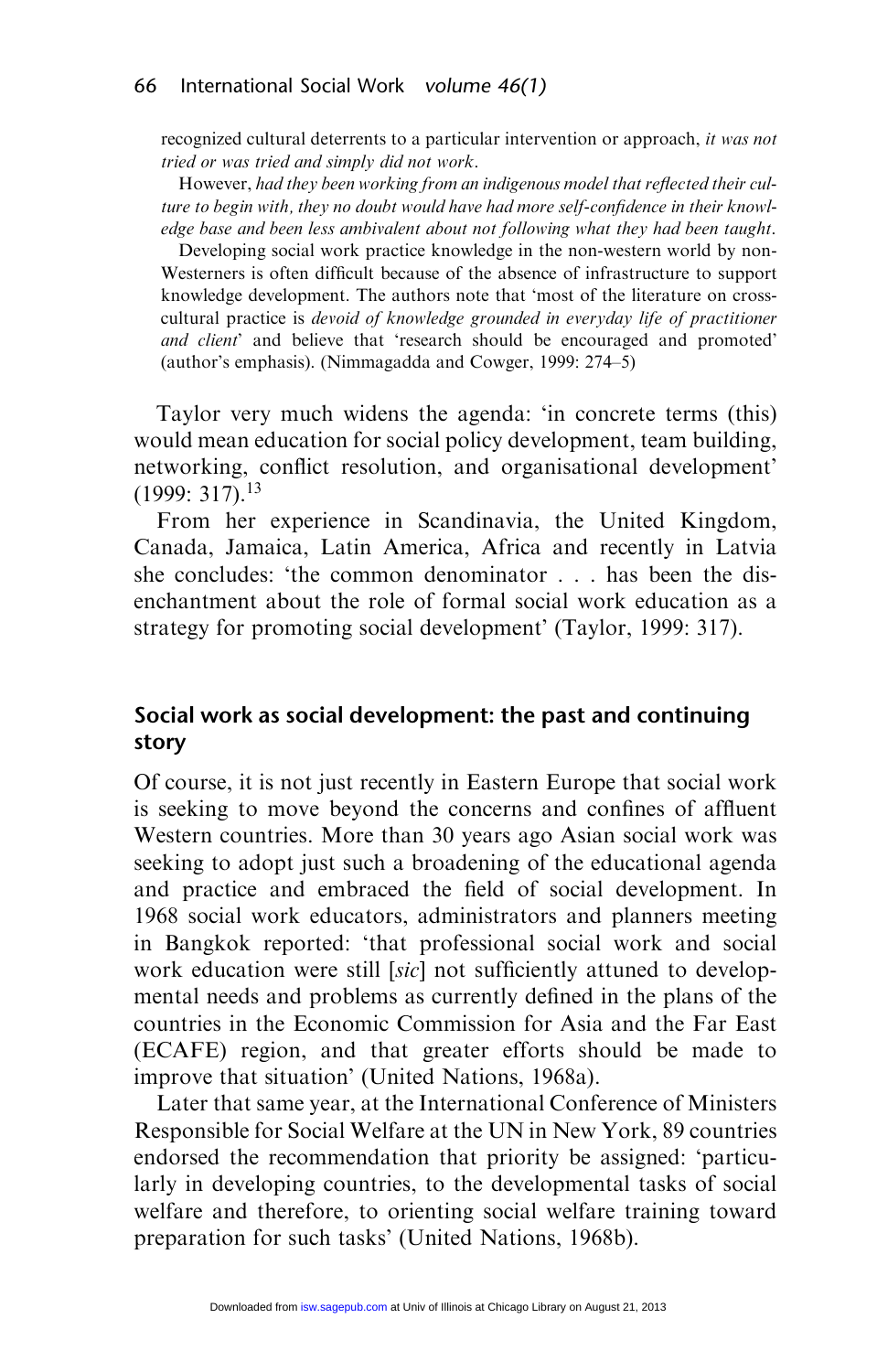> recognized cultural deterrents to a particular intervention or approach, *it was not tried or was tried and simply did not work*.
>
> However, *had they been working from an indigenous model that reflected their culture to begin with, they no doubt would have had more self-confidence in their knowledge base and been less ambivalent about not following what they had been taught*.
>
> Developing social work practice knowledge in the non-western world by non-Westerners is often difficult because of the absence of infrastructure to support knowledge development. The authors note that 'most of the literature on cross-cultural practice is *devoid of knowledge grounded in everyday life of practitioner and client*' and believe that 'research should be encouraged and promoted' (author's emphasis). (Nimmagadda and Cowger, 1999: 274–5)

Taylor very much widens the agenda: 'in concrete terms (this) would mean education for social policy development, team building, networking, conflict resolution, and organisational development' (1999: 317).[13]

From her experience in Scandinavia, the United Kingdom, Canada, Jamaica, Latin America, Africa and recently in Latvia she concludes: 'the common denominator . . . has been the disenchantment about the role of formal social work education as a strategy for promoting social development' (Taylor, 1999: 317).

## Social work as social development: the past and continuing story

Of course, it is not just recently in Eastern Europe that social work is seeking to move beyond the concerns and confines of affluent Western countries. More than 30 years ago Asian social work was seeking to adopt just such a broadening of the educational agenda and practice and embraced the field of social development. In 1968 social work educators, administrators and planners meeting in Bangkok reported: 'that professional social work and social work education were still [*sic*] not sufficiently attuned to developmental needs and problems as currently defined in the plans of the countries in the Economic Commission for Asia and the Far East (ECAFE) region, and that greater efforts should be made to improve that situation' (United Nations, 1968a).

Later that same year, at the International Conference of Ministers Responsible for Social Welfare at the UN in New York, 89 countries endorsed the recommendation that priority be assigned: 'particularly in developing countries, to the developmental tasks of social welfare and therefore, to orienting social welfare training toward preparation for such tasks' (United Nations, 1968b).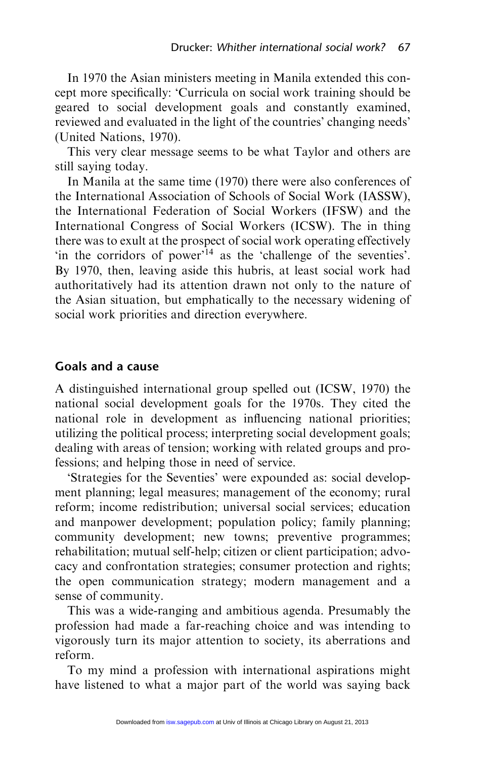In 1970 the Asian ministers meeting in Manila extended this concept more specifically: 'Curricula on social work training should be geared to social development goals and constantly examined, reviewed and evaluated in the light of the countries' changing needs' (United Nations, 1970).

This very clear message seems to be what Taylor and others are still saying today.

In Manila at the same time (1970) there were also conferences of the International Association of Schools of Social Work (IASSW), the International Federation of Social Workers (IFSW) and the International Congress of Social Workers (ICSW). The in thing there was to exult at the prospect of social work operating effectively 'in the corridors of power'[14] as the 'challenge of the seventies'. By 1970, then, leaving aside this hubris, at least social work had authoritatively had its attention drawn not only to the nature of the Asian situation, but emphatically to the necessary widening of social work priorities and direction everywhere.

## Goals and a cause

A distinguished international group spelled out (ICSW, 1970) the national social development goals for the 1970s. They cited the national role in development as influencing national priorities; utilizing the political process; interpreting social development goals; dealing with areas of tension; working with related groups and professions; and helping those in need of service.

'Strategies for the Seventies' were expounded as: social development planning; legal measures; management of the economy; rural reform; income redistribution; universal social services; education and manpower development; population policy; family planning; community development; new towns; preventive programmes; rehabilitation; mutual self-help; citizen or client participation; advocacy and confrontation strategies; consumer protection and rights; the open communication strategy; modern management and a sense of community.

This was a wide-ranging and ambitious agenda. Presumably the profession had made a far-reaching choice and was intending to vigorously turn its major attention to society, its aberrations and reform.

To my mind a profession with international aspirations might have listened to what a major part of the world was saying back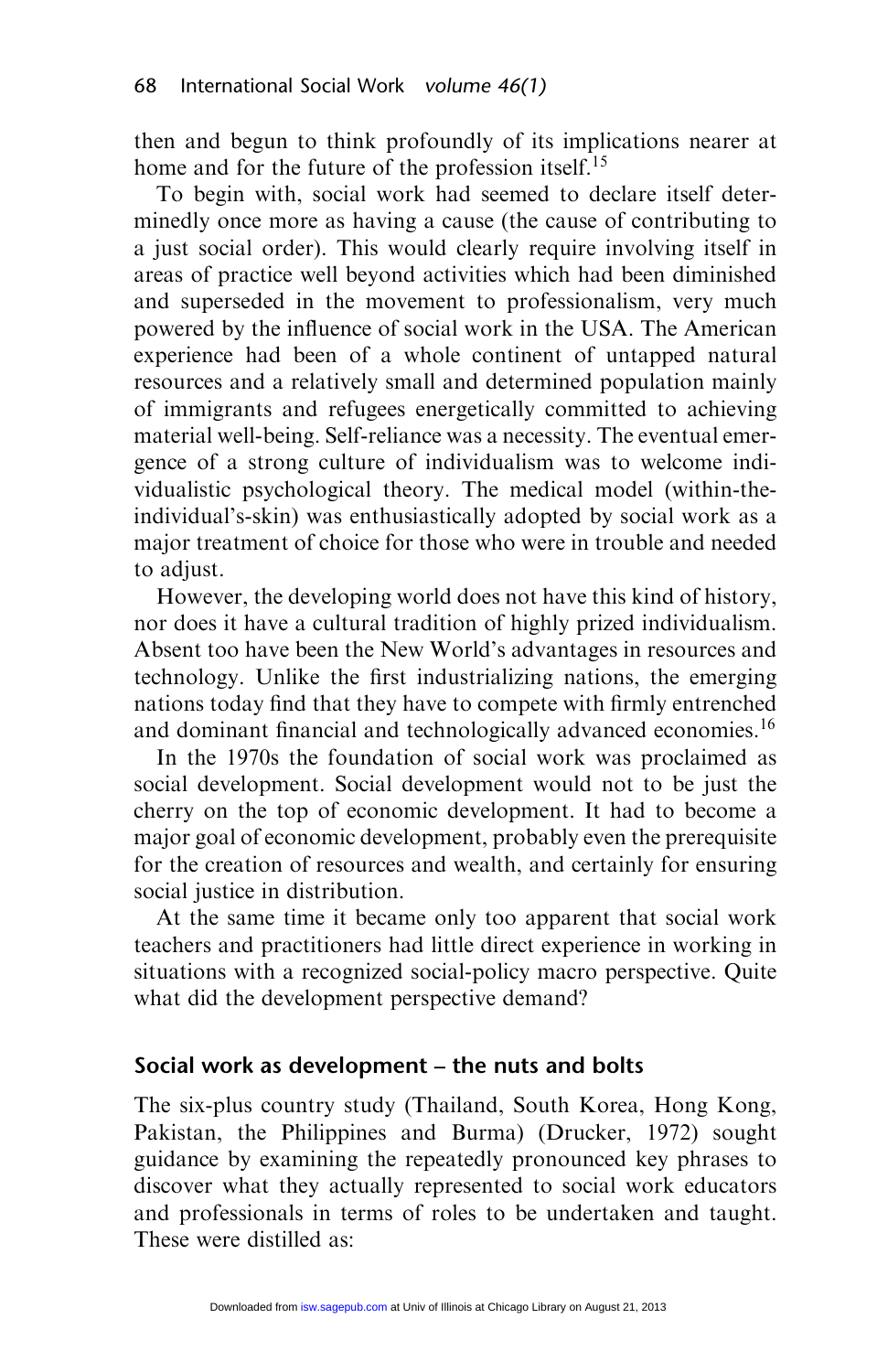then and begun to think profoundly of its implications nearer at home and for the future of the profession itself.[15]

To begin with, social work had seemed to declare itself determinedly once more as having a cause (the cause of contributing to a just social order). This would clearly require involving itself in areas of practice well beyond activities which had been diminished and superseded in the movement to professionalism, very much powered by the influence of social work in the USA. The American experience had been of a whole continent of untapped natural resources and a relatively small and determined population mainly of immigrants and refugees energetically committed to achieving material well-being. Self-reliance was a necessity. The eventual emergence of a strong culture of individualism was to welcome individualistic psychological theory. The medical model (within-the-individual's-skin) was enthusiastically adopted by social work as a major treatment of choice for those who were in trouble and needed to adjust.

However, the developing world does not have this kind of history, nor does it have a cultural tradition of highly prized individualism. Absent too have been the New World's advantages in resources and technology. Unlike the first industrializing nations, the emerging nations today find that they have to compete with firmly entrenched and dominant financial and technologically advanced economies.[16]

In the 1970s the foundation of social work was proclaimed as social development. Social development would not to be just the cherry on the top of economic development. It had to become a major goal of economic development, probably even the prerequisite for the creation of resources and wealth, and certainly for ensuring social justice in distribution.

At the same time it became only too apparent that social work teachers and practitioners had little direct experience in working in situations with a recognized social-policy macro perspective. Quite what did the development perspective demand?

## Social work as development – the nuts and bolts

The six-plus country study (Thailand, South Korea, Hong Kong, Pakistan, the Philippines and Burma) (Drucker, 1972) sought guidance by examining the repeatedly pronounced key phrases to discover what they actually represented to social work educators and professionals in terms of roles to be undertaken and taught. These were distilled as: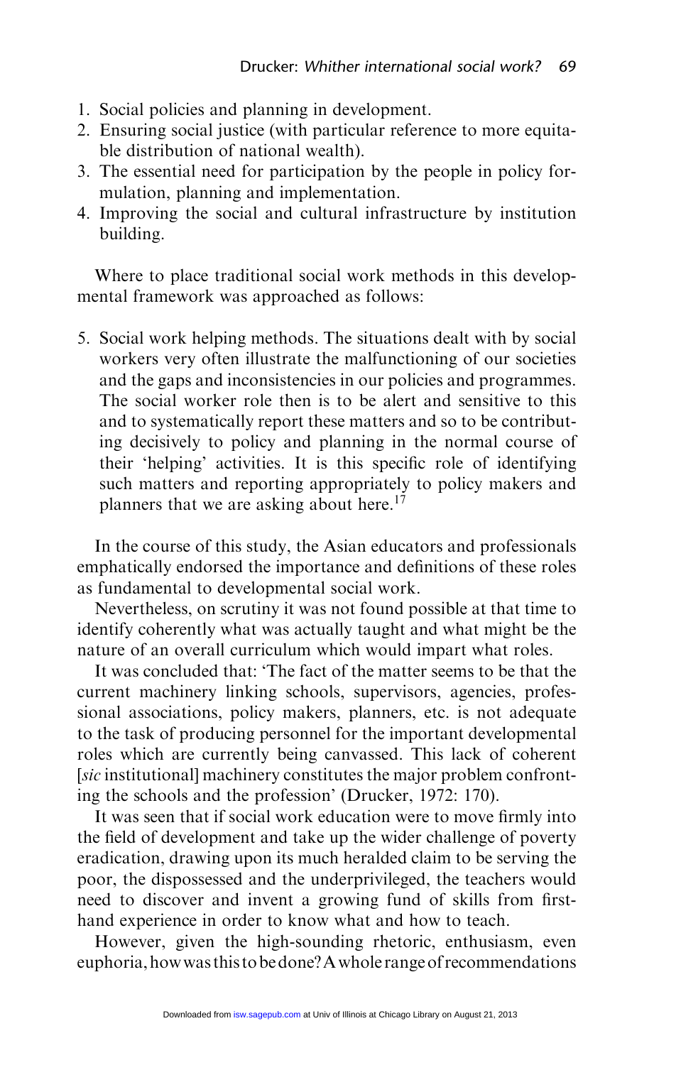1. Social policies and planning in development.
2. Ensuring social justice (with particular reference to more equitable distribution of national wealth).
3. The essential need for participation by the people in policy formulation, planning and implementation.
4. Improving the social and cultural infrastructure by institution building.

Where to place traditional social work methods in this developmental framework was approached as follows:

5. Social work helping methods. The situations dealt with by social workers very often illustrate the malfunctioning of our societies and the gaps and inconsistencies in our policies and programmes. The social worker role then is to be alert and sensitive to this and to systematically report these matters and so to be contributing decisively to policy and planning in the normal course of their 'helping' activities. It is this specific role of identifying such matters and reporting appropriately to policy makers and planners that we are asking about here.[17]

In the course of this study, the Asian educators and professionals emphatically endorsed the importance and definitions of these roles as fundamental to developmental social work.

Nevertheless, on scrutiny it was not found possible at that time to identify coherently what was actually taught and what might be the nature of an overall curriculum which would impart what roles.

It was concluded that: 'The fact of the matter seems to be that the current machinery linking schools, supervisors, agencies, professional associations, policy makers, planners, etc. is not adequate to the task of producing personnel for the important developmental roles which are currently being canvassed. This lack of coherent [*sic* institutional] machinery constitutes the major problem confronting the schools and the profession' (Drucker, 1972: 170).

It was seen that if social work education were to move firmly into the field of development and take up the wider challenge of poverty eradication, drawing upon its much heralded claim to be serving the poor, the dispossessed and the underprivileged, the teachers would need to discover and invent a growing fund of skills from first-hand experience in order to know what and how to teach.

However, given the high-sounding rhetoric, enthusiasm, even euphoria, how was this to be done? A whole range of recommendations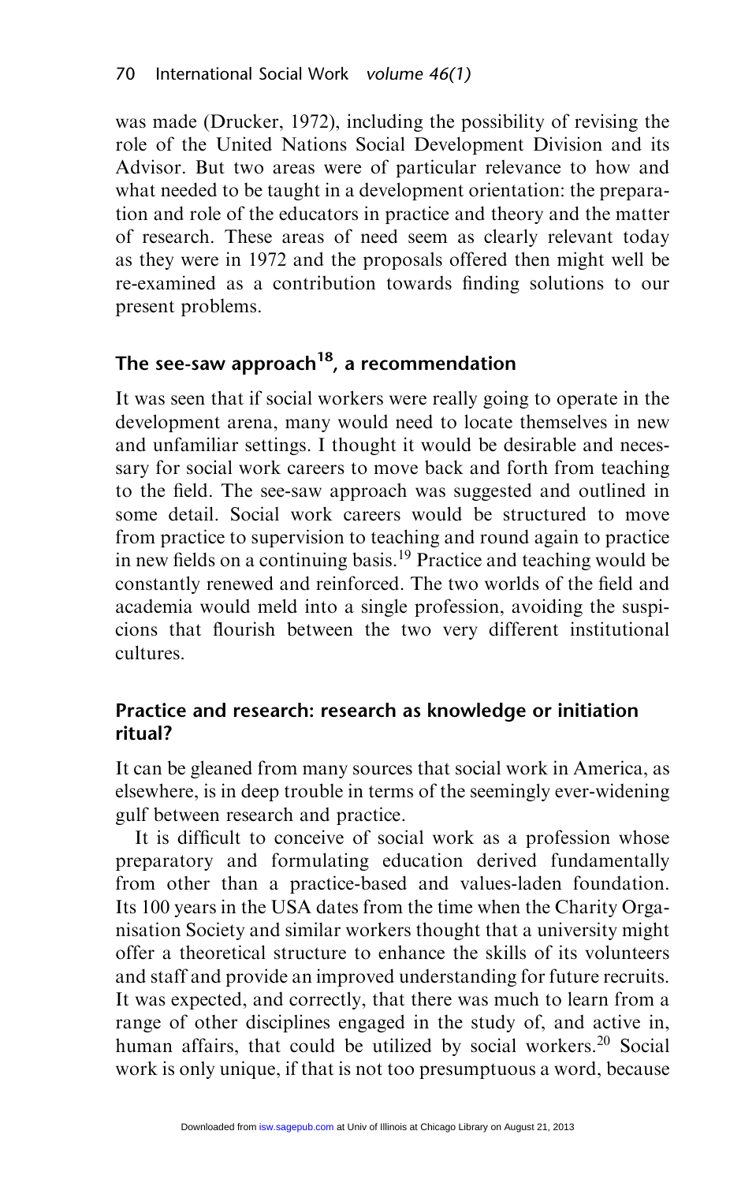was made (Drucker, 1972), including the possibility of revising the role of the United Nations Social Development Division and its Advisor. But two areas were of particular relevance to how and what needed to be taught in a development orientation: the preparation and role of the educators in practice and theory and the matter of research. These areas of need seem as clearly relevant today as they were in 1972 and the proposals offered then might well be re-examined as a contribution towards finding solutions to our present problems.

## The see-saw approach[18], a recommendation

It was seen that if social workers were really going to operate in the development arena, many would need to locate themselves in new and unfamiliar settings. I thought it would be desirable and necessary for social work careers to move back and forth from teaching to the field. The see-saw approach was suggested and outlined in some detail. Social work careers would be structured to move from practice to supervision to teaching and round again to practice in new fields on a continuing basis.[19] Practice and teaching would be constantly renewed and reinforced. The two worlds of the field and academia would meld into a single profession, avoiding the suspicions that flourish between the two very different institutional cultures.

## Practice and research: research as knowledge or initiation ritual?

It can be gleaned from many sources that social work in America, as elsewhere, is in deep trouble in terms of the seemingly ever-widening gulf between research and practice.

It is difficult to conceive of social work as a profession whose preparatory and formulating education derived fundamentally from other than a practice-based and values-laden foundation. Its 100 years in the USA dates from the time when the Charity Organisation Society and similar workers thought that a university might offer a theoretical structure to enhance the skills of its volunteers and staff and provide an improved understanding for future recruits. It was expected, and correctly, that there was much to learn from a range of other disciplines engaged in the study of, and active in, human affairs, that could be utilized by social workers.[20] Social work is only unique, if that is not too presumptuous a word, because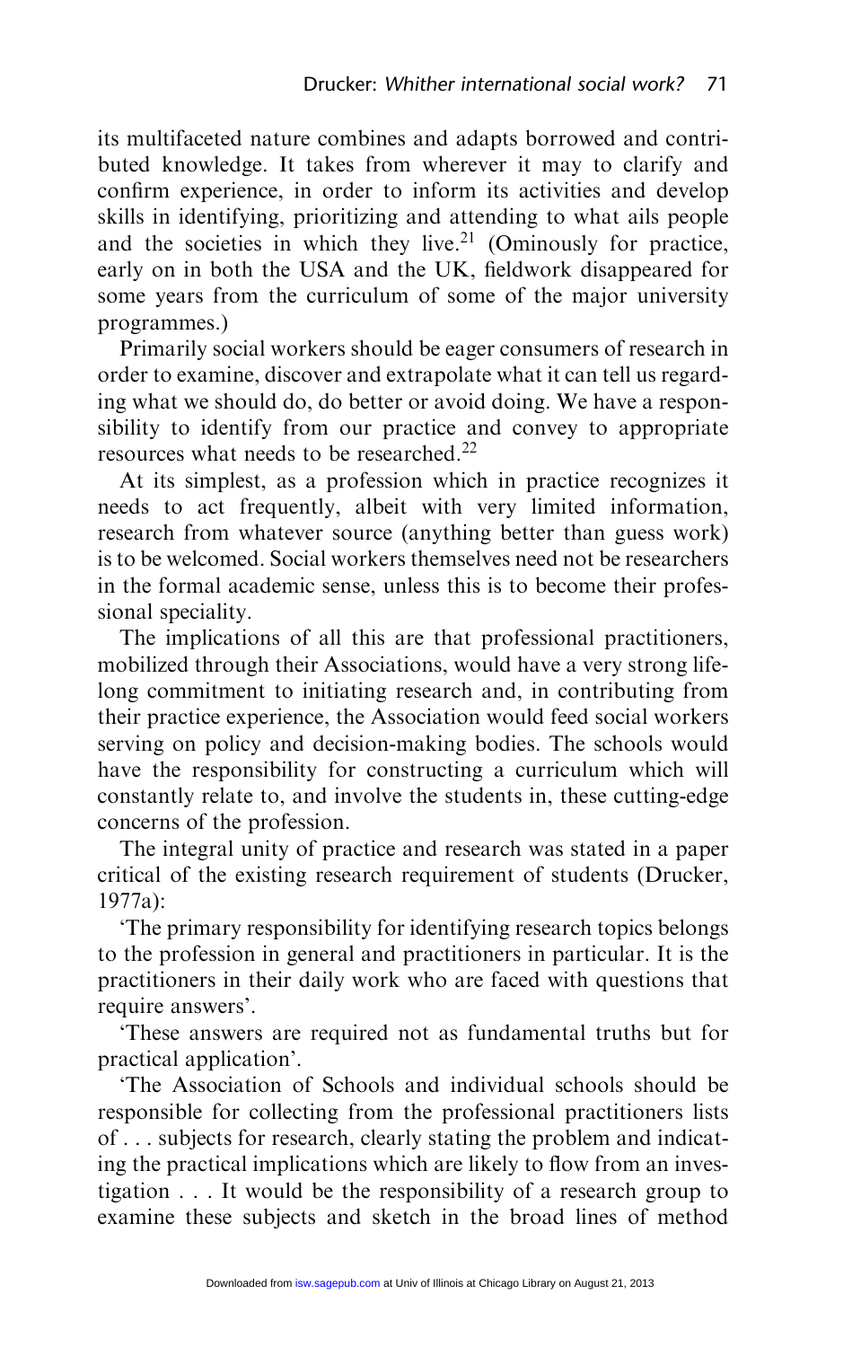its multifaceted nature combines and adapts borrowed and contributed knowledge. It takes from wherever it may to clarify and confirm experience, in order to inform its activities and develop skills in identifying, prioritizing and attending to what ails people and the societies in which they live.[21] (Ominously for practice, early on in both the USA and the UK, fieldwork disappeared for some years from the curriculum of some of the major university programmes.)

Primarily social workers should be eager consumers of research in order to examine, discover and extrapolate what it can tell us regarding what we should do, do better or avoid doing. We have a responsibility to identify from our practice and convey to appropriate resources what needs to be researched.[22]

At its simplest, as a profession which in practice recognizes it needs to act frequently, albeit with very limited information, research from whatever source (anything better than guess work) is to be welcomed. Social workers themselves need not be researchers in the formal academic sense, unless this is to become their professional speciality.

The implications of all this are that professional practitioners, mobilized through their Associations, would have a very strong lifelong commitment to initiating research and, in contributing from their practice experience, the Association would feed social workers serving on policy and decision-making bodies. The schools would have the responsibility for constructing a curriculum which will constantly relate to, and involve the students in, these cutting-edge concerns of the profession.

The integral unity of practice and research was stated in a paper critical of the existing research requirement of students (Drucker, 1977a):

'The primary responsibility for identifying research topics belongs to the profession in general and practitioners in particular. It is the practitioners in their daily work who are faced with questions that require answers'.

'These answers are required not as fundamental truths but for practical application'.

'The Association of Schools and individual schools should be responsible for collecting from the professional practitioners lists of . . . subjects for research, clearly stating the problem and indicating the practical implications which are likely to flow from an investigation . . . It would be the responsibility of a research group to examine these subjects and sketch in the broad lines of method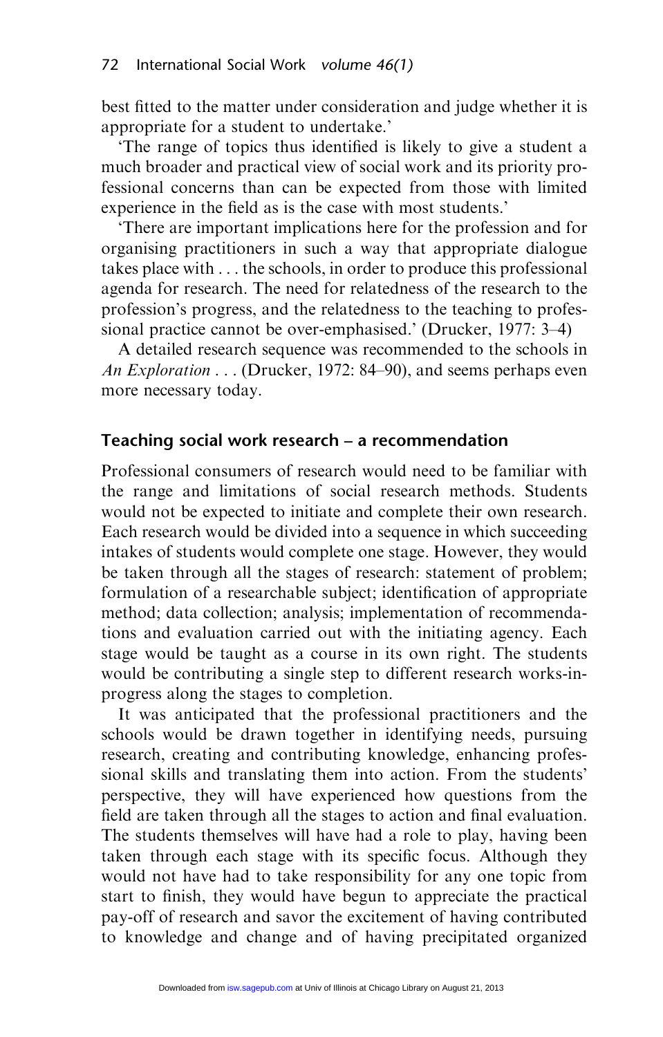best fitted to the matter under consideration and judge whether it is appropriate for a student to undertake.'

'The range of topics thus identified is likely to give a student a much broader and practical view of social work and its priority professional concerns than can be expected from those with limited experience in the field as is the case with most students.'

'There are important implications here for the profession and for organising practitioners in such a way that appropriate dialogue takes place with . . . the schools, in order to produce this professional agenda for research. The need for relatedness of the research to the profession's progress, and the relatedness to the teaching to professional practice cannot be over-emphasised.' (Drucker, 1977: 3–4)

A detailed research sequence was recommended to the schools in *An Exploration* . . . (Drucker, 1972: 84–90), and seems perhaps even more necessary today.

## Teaching social work research – a recommendation

Professional consumers of research would need to be familiar with the range and limitations of social research methods. Students would not be expected to initiate and complete their own research. Each research would be divided into a sequence in which succeeding intakes of students would complete one stage. However, they would be taken through all the stages of research: statement of problem; formulation of a researchable subject; identification of appropriate method; data collection; analysis; implementation of recommendations and evaluation carried out with the initiating agency. Each stage would be taught as a course in its own right. The students would be contributing a single step to different research works-in-progress along the stages to completion.

It was anticipated that the professional practitioners and the schools would be drawn together in identifying needs, pursuing research, creating and contributing knowledge, enhancing professional skills and translating them into action. From the students' perspective, they will have experienced how questions from the field are taken through all the stages to action and final evaluation. The students themselves will have had a role to play, having been taken through each stage with its specific focus. Although they would not have had to take responsibility for any one topic from start to finish, they would have begun to appreciate the practical pay-off of research and savor the excitement of having contributed to knowledge and change and of having precipitated organized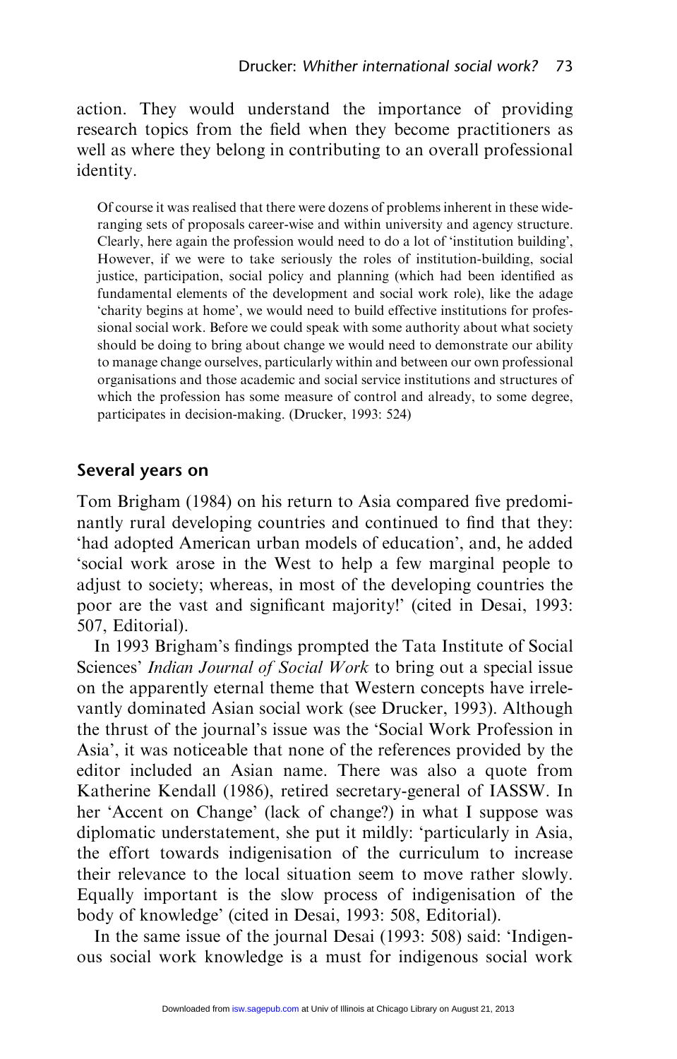action. They would understand the importance of providing research topics from the field when they become practitioners as well as where they belong in contributing to an overall professional identity.

> Of course it was realised that there were dozens of problems inherent in these wide-ranging sets of proposals career-wise and within university and agency structure. Clearly, here again the profession would need to do a lot of 'institution building', However, if we were to take seriously the roles of institution-building, social justice, participation, social policy and planning (which had been identified as fundamental elements of the development and social work role), like the adage 'charity begins at home', we would need to build effective institutions for professional social work. Before we could speak with some authority about what society should be doing to bring about change we would need to demonstrate our ability to manage change ourselves, particularly within and between our own professional organisations and those academic and social service institutions and structures of which the profession has some measure of control and already, to some degree, participates in decision-making. (Drucker, 1993: 524)

## Several years on

Tom Brigham (1984) on his return to Asia compared five predominantly rural developing countries and continued to find that they: 'had adopted American urban models of education', and, he added 'social work arose in the West to help a few marginal people to adjust to society; whereas, in most of the developing countries the poor are the vast and significant majority!' (cited in Desai, 1993: 507, Editorial).

In 1993 Brigham's findings prompted the Tata Institute of Social Sciences' *Indian Journal of Social Work* to bring out a special issue on the apparently eternal theme that Western concepts have irrelevantly dominated Asian social work (see Drucker, 1993). Although the thrust of the journal's issue was the 'Social Work Profession in Asia', it was noticeable that none of the references provided by the editor included an Asian name. There was also a quote from Katherine Kendall (1986), retired secretary-general of IASSW. In her 'Accent on Change' (lack of change?) in what I suppose was diplomatic understatement, she put it mildly: 'particularly in Asia, the effort towards indigenisation of the curriculum to increase their relevance to the local situation seem to move rather slowly. Equally important is the slow process of indigenisation of the body of knowledge' (cited in Desai, 1993: 508, Editorial).

In the same issue of the journal Desai (1993: 508) said: 'Indigenous social work knowledge is a must for indigenous social work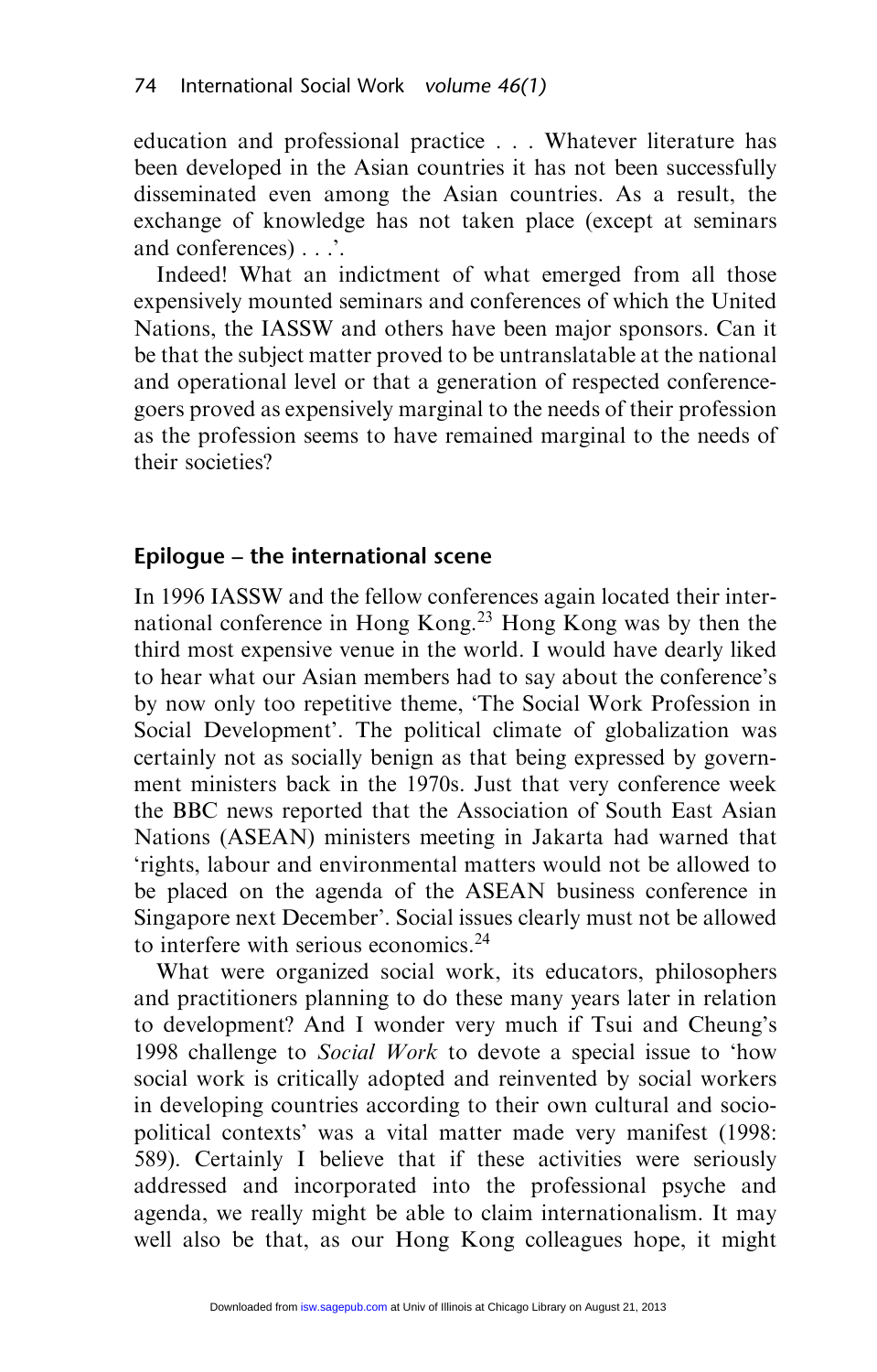education and professional practice . . . Whatever literature has been developed in the Asian countries it has not been successfully disseminated even among the Asian countries. As a result, the exchange of knowledge has not taken place (except at seminars and conferences) . . .'.

Indeed! What an indictment of what emerged from all those expensively mounted seminars and conferences of which the United Nations, the IASSW and others have been major sponsors. Can it be that the subject matter proved to be untranslatable at the national and operational level or that a generation of respected conference-goers proved as expensively marginal to the needs of their profession as the profession seems to have remained marginal to the needs of their societies?

## Epilogue – the international scene

In 1996 IASSW and the fellow conferences again located their international conference in Hong Kong.[23] Hong Kong was by then the third most expensive venue in the world. I would have dearly liked to hear what our Asian members had to say about the conference's by now only too repetitive theme, 'The Social Work Profession in Social Development'. The political climate of globalization was certainly not as socially benign as that being expressed by government ministers back in the 1970s. Just that very conference week the BBC news reported that the Association of South East Asian Nations (ASEAN) ministers meeting in Jakarta had warned that 'rights, labour and environmental matters would not be allowed to be placed on the agenda of the ASEAN business conference in Singapore next December'. Social issues clearly must not be allowed to interfere with serious economics.[24]

What were organized social work, its educators, philosophers and practitioners planning to do these many years later in relation to development? And I wonder very much if Tsui and Cheung's 1998 challenge to *Social Work* to devote a special issue to 'how social work is critically adopted and reinvented by social workers in developing countries according to their own cultural and socio-political contexts' was a vital matter made very manifest (1998: 589). Certainly I believe that if these activities were seriously addressed and incorporated into the professional psyche and agenda, we really might be able to claim internationalism. It may well also be that, as our Hong Kong colleagues hope, it might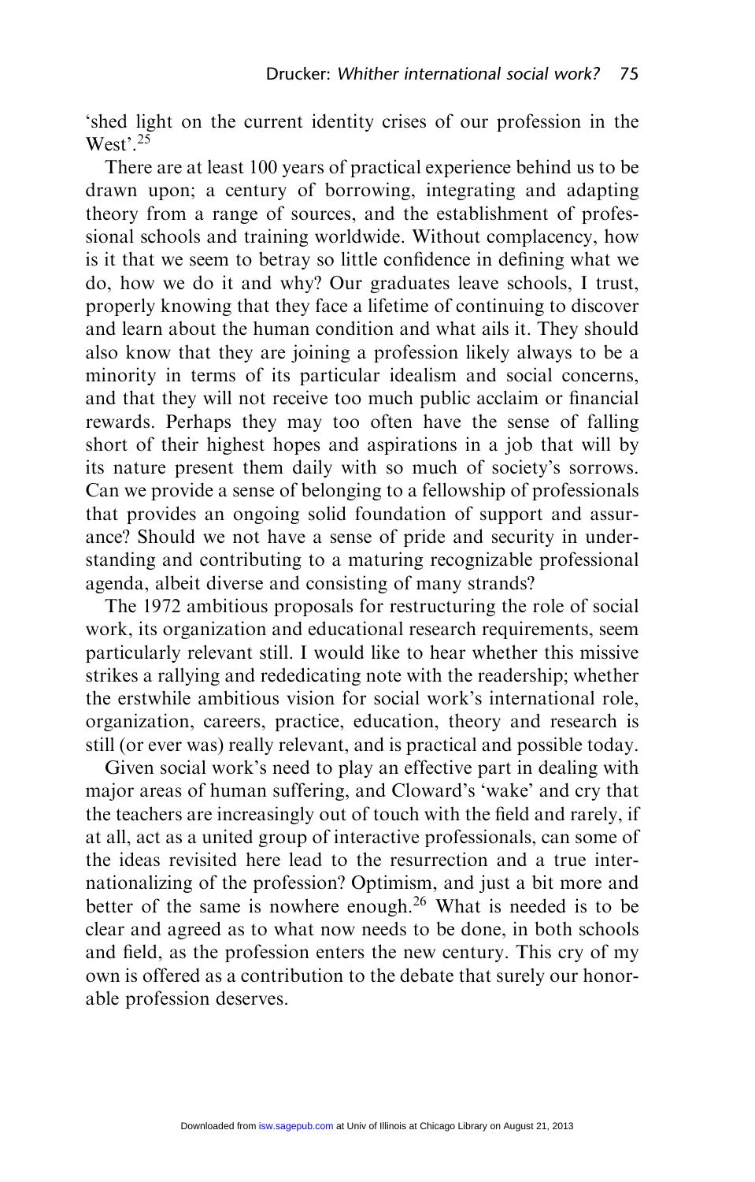'shed light on the current identity crises of our profession in the West'.[25]

There are at least 100 years of practical experience behind us to be drawn upon; a century of borrowing, integrating and adapting theory from a range of sources, and the establishment of professional schools and training worldwide. Without complacency, how is it that we seem to betray so little confidence in defining what we do, how we do it and why? Our graduates leave schools, I trust, properly knowing that they face a lifetime of continuing to discover and learn about the human condition and what ails it. They should also know that they are joining a profession likely always to be a minority in terms of its particular idealism and social concerns, and that they will not receive too much public acclaim or financial rewards. Perhaps they may too often have the sense of falling short of their highest hopes and aspirations in a job that will by its nature present them daily with so much of society's sorrows. Can we provide a sense of belonging to a fellowship of professionals that provides an ongoing solid foundation of support and assurance? Should we not have a sense of pride and security in understanding and contributing to a maturing recognizable professional agenda, albeit diverse and consisting of many strands?

The 1972 ambitious proposals for restructuring the role of social work, its organization and educational research requirements, seem particularly relevant still. I would like to hear whether this missive strikes a rallying and rededicating note with the readership; whether the erstwhile ambitious vision for social work's international role, organization, careers, practice, education, theory and research is still (or ever was) really relevant, and is practical and possible today.

Given social work's need to play an effective part in dealing with major areas of human suffering, and Cloward's 'wake' and cry that the teachers are increasingly out of touch with the field and rarely, if at all, act as a united group of interactive professionals, can some of the ideas revisited here lead to the resurrection and a true internationalizing of the profession? Optimism, and just a bit more and better of the same is nowhere enough.[26] What is needed is to be clear and agreed as to what now needs to be done, in both schools and field, as the profession enters the new century. This cry of my own is offered as a contribution to the debate that surely our honorable profession deserves.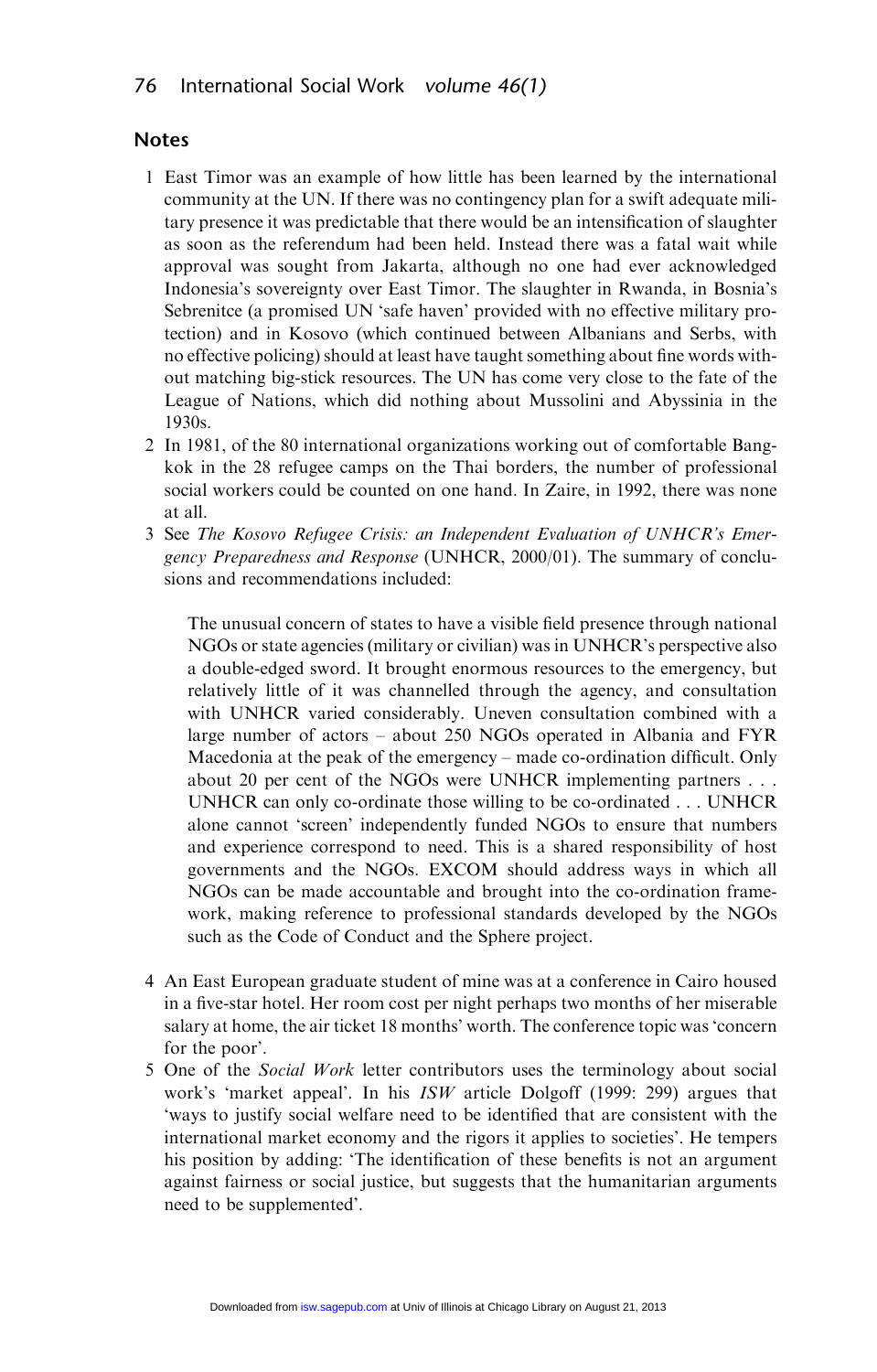## Notes

1. East Timor was an example of how little has been learned by the international community at the UN. If there was no contingency plan for a swift adequate military presence it was predictable that there would be an intensification of slaughter as soon as the referendum had been held. Instead there was a fatal wait while approval was sought from Jakarta, although no one had ever acknowledged Indonesia's sovereignty over East Timor. The slaughter in Rwanda, in Bosnia's Sebrenitce (a promised UN 'safe haven' provided with no effective military protection) and in Kosovo (which continued between Albanians and Serbs, with no effective policing) should at least have taught something about fine words without matching big-stick resources. The UN has come very close to the fate of the League of Nations, which did nothing about Mussolini and Abyssinia in the 1930s.
2. In 1981, of the 80 international organizations working out of comfortable Bangkok in the 28 refugee camps on the Thai borders, the number of professional social workers could be counted on one hand. In Zaire, in 1992, there was none at all.
3. See *The Kosovo Refugee Crisis: an Independent Evaluation of UNHCR's Emergency Preparedness and Response* (UNHCR, 2000/01). The summary of conclusions and recommendations included:

   > The unusual concern of states to have a visible field presence through national NGOs or state agencies (military or civilian) was in UNHCR's perspective also a double-edged sword. It brought enormous resources to the emergency, but relatively little of it was channelled through the agency, and consultation with UNHCR varied considerably. Uneven consultation combined with a large number of actors – about 250 NGOs operated in Albania and FYR Macedonia at the peak of the emergency – made co-ordination difficult. Only about 20 per cent of the NGOs were UNHCR implementing partners . . . UNHCR can only co-ordinate those willing to be co-ordinated . . . UNHCR alone cannot 'screen' independently funded NGOs to ensure that numbers and experience correspond to need. This is a shared responsibility of host governments and the NGOs. EXCOM should address ways in which all NGOs can be made accountable and brought into the co-ordination framework, making reference to professional standards developed by the NGOs such as the Code of Conduct and the Sphere project.

4. An East European graduate student of mine was at a conference in Cairo housed in a five-star hotel. Her room cost per night perhaps two months of her miserable salary at home, the air ticket 18 months' worth. The conference topic was 'concern for the poor'.
5. One of the *Social Work* letter contributors uses the terminology about social work's 'market appeal'. In his *ISW* article Dolgoff (1999: 299) argues that 'ways to justify social welfare need to be identified that are consistent with the international market economy and the rigors it applies to societies'. He tempers his position by adding: 'The identification of these benefits is not an argument against fairness or social justice, but suggests that the humanitarian arguments need to be supplemented'.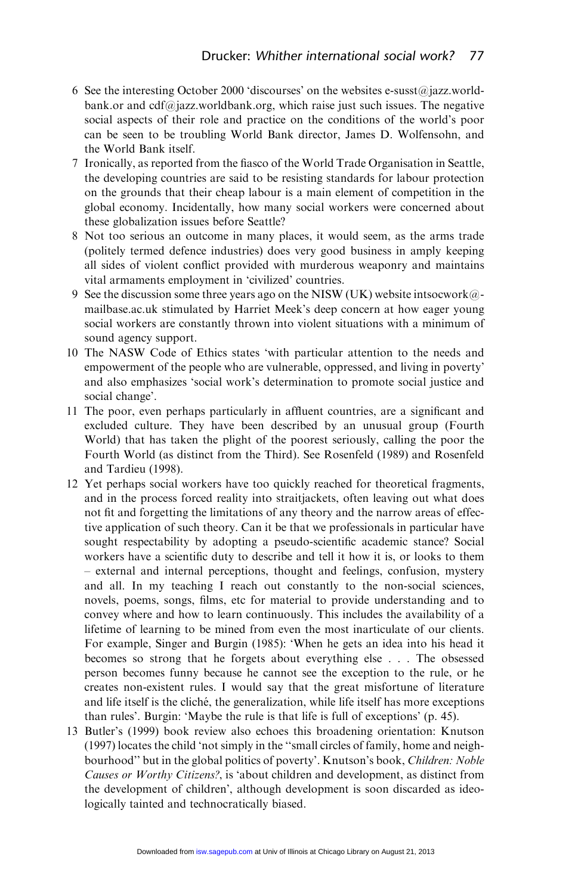6 See the interesting October 2000 'discourses' on the websites e-susst@jazz.worldbank.or and cdf@jazz.worldbank.org, which raise just such issues. The negative social aspects of their role and practice on the conditions of the world's poor can be seen to be troubling World Bank director, James D. Wolfensohn, and the World Bank itself.

7 Ironically, as reported from the fiasco of the World Trade Organisation in Seattle, the developing countries are said to be resisting standards for labour protection on the grounds that their cheap labour is a main element of competition in the global economy. Incidentally, how many social workers were concerned about these globalization issues before Seattle?

8 Not too serious an outcome in many places, it would seem, as the arms trade (politely termed defence industries) does very good business in amply keeping all sides of violent conflict provided with murderous weaponry and maintains vital armaments employment in 'civilized' countries.

9 See the discussion some three years ago on the NISW (UK) website intsocwork@mailbase.ac.uk stimulated by Harriet Meek's deep concern at how eager young social workers are constantly thrown into violent situations with a minimum of sound agency support.

10 The NASW Code of Ethics states 'with particular attention to the needs and empowerment of the people who are vulnerable, oppressed, and living in poverty' and also emphasizes 'social work's determination to promote social justice and social change'.

11 The poor, even perhaps particularly in affluent countries, are a significant and excluded culture. They have been described by an unusual group (Fourth World) that has taken the plight of the poorest seriously, calling the poor the Fourth World (as distinct from the Third). See Rosenfeld (1989) and Rosenfeld and Tardieu (1998).

12 Yet perhaps social workers have too quickly reached for theoretical fragments, and in the process forced reality into straitjackets, often leaving out what does not fit and forgetting the limitations of any theory and the narrow areas of effective application of such theory. Can it be that we professionals in particular have sought respectability by adopting a pseudo-scientific academic stance? Social workers have a scientific duty to describe and tell it how it is, or looks to them – external and internal perceptions, thought and feelings, confusion, mystery and all. In my teaching I reach out constantly to the non-social sciences, novels, poems, songs, films, etc for material to provide understanding and to convey where and how to learn continuously. This includes the availability of a lifetime of learning to be mined from even the most inarticulate of our clients. For example, Singer and Burgin (1985): 'When he gets an idea into his head it becomes so strong that he forgets about everything else . . . The obsessed person becomes funny because he cannot see the exception to the rule, or he creates non-existent rules. I would say that the great misfortune of literature and life itself is the cliché, the generalization, while life itself has more exceptions than rules'. Burgin: 'Maybe the rule is that life is full of exceptions' (p. 45).

13 Butler's (1999) book review also echoes this broadening orientation: Knutson (1997) locates the child 'not simply in the "small circles of family, home and neighbourhood" but in the global politics of poverty'. Knutson's book, *Children: Noble Causes or Worthy Citizens?*, is 'about children and development, as distinct from the development of children', although development is soon discarded as ideologically tainted and technocratically biased.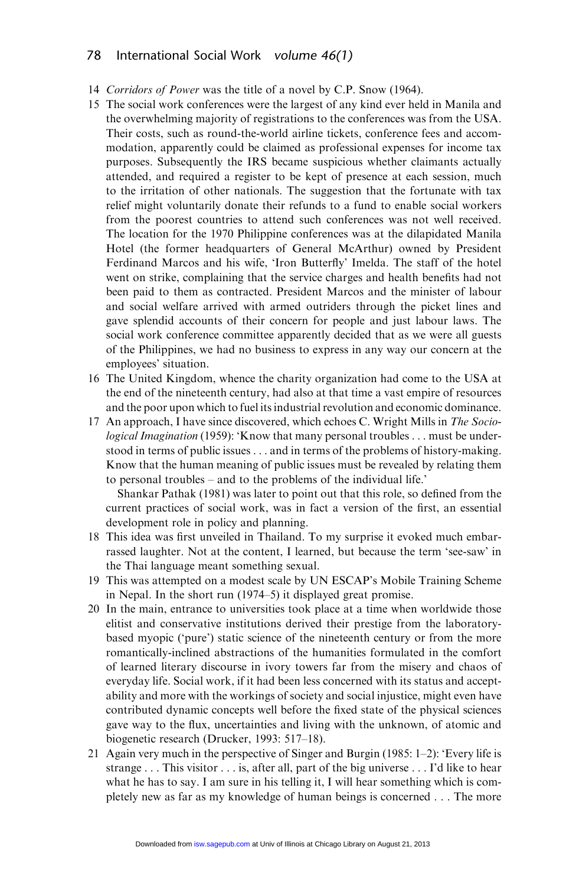14 *Corridors of Power* was the title of a novel by C.P. Snow (1964).

15 The social work conferences were the largest of any kind ever held in Manila and the overwhelming majority of registrations to the conferences was from the USA. Their costs, such as round-the-world airline tickets, conference fees and accommodation, apparently could be claimed as professional expenses for income tax purposes. Subsequently the IRS became suspicious whether claimants actually attended, and required a register to be kept of presence at each session, much to the irritation of other nationals. The suggestion that the fortunate with tax relief might voluntarily donate their refunds to a fund to enable social workers from the poorest countries to attend such conferences was not well received. The location for the 1970 Philippine conferences was at the dilapidated Manila Hotel (the former headquarters of General McArthur) owned by President Ferdinand Marcos and his wife, 'Iron Butterfly' Imelda. The staff of the hotel went on strike, complaining that the service charges and health benefits had not been paid to them as contracted. President Marcos and the minister of labour and social welfare arrived with armed outriders through the picket lines and gave splendid accounts of their concern for people and just labour laws. The social work conference committee apparently decided that as we were all guests of the Philippines, we had no business to express in any way our concern at the employees' situation.

16 The United Kingdom, whence the charity organization had come to the USA at the end of the nineteenth century, had also at that time a vast empire of resources and the poor upon which to fuel its industrial revolution and economic dominance.

17 An approach, I have since discovered, which echoes C. Wright Mills in *The Sociological Imagination* (1959): 'Know that many personal troubles . . . must be understood in terms of public issues . . . and in terms of the problems of history-making. Know that the human meaning of public issues must be revealed by relating them to personal troubles – and to the problems of the individual life.'

Shankar Pathak (1981) was later to point out that this role, so defined from the current practices of social work, was in fact a version of the first, an essential development role in policy and planning.

18 This idea was first unveiled in Thailand. To my surprise it evoked much embarrassed laughter. Not at the content, I learned, but because the term 'see-saw' in the Thai language meant something sexual.

19 This was attempted on a modest scale by UN ESCAP's Mobile Training Scheme in Nepal. In the short run (1974–5) it displayed great promise.

20 In the main, entrance to universities took place at a time when worldwide those elitist and conservative institutions derived their prestige from the laboratory-based myopic ('pure') static science of the nineteenth century or from the more romantically-inclined abstractions of the humanities formulated in the comfort of learned literary discourse in ivory towers far from the misery and chaos of everyday life. Social work, if it had been less concerned with its status and acceptability and more with the workings of society and social injustice, might even have contributed dynamic concepts well before the fixed state of the physical sciences gave way to the flux, uncertainties and living with the unknown, of atomic and biogenetic research (Drucker, 1993: 517–18).

21 Again very much in the perspective of Singer and Burgin (1985: 1–2): 'Every life is strange . . . This visitor . . . is, after all, part of the big universe . . . I'd like to hear what he has to say. I am sure in his telling it, I will hear something which is completely new as far as my knowledge of human beings is concerned . . . The more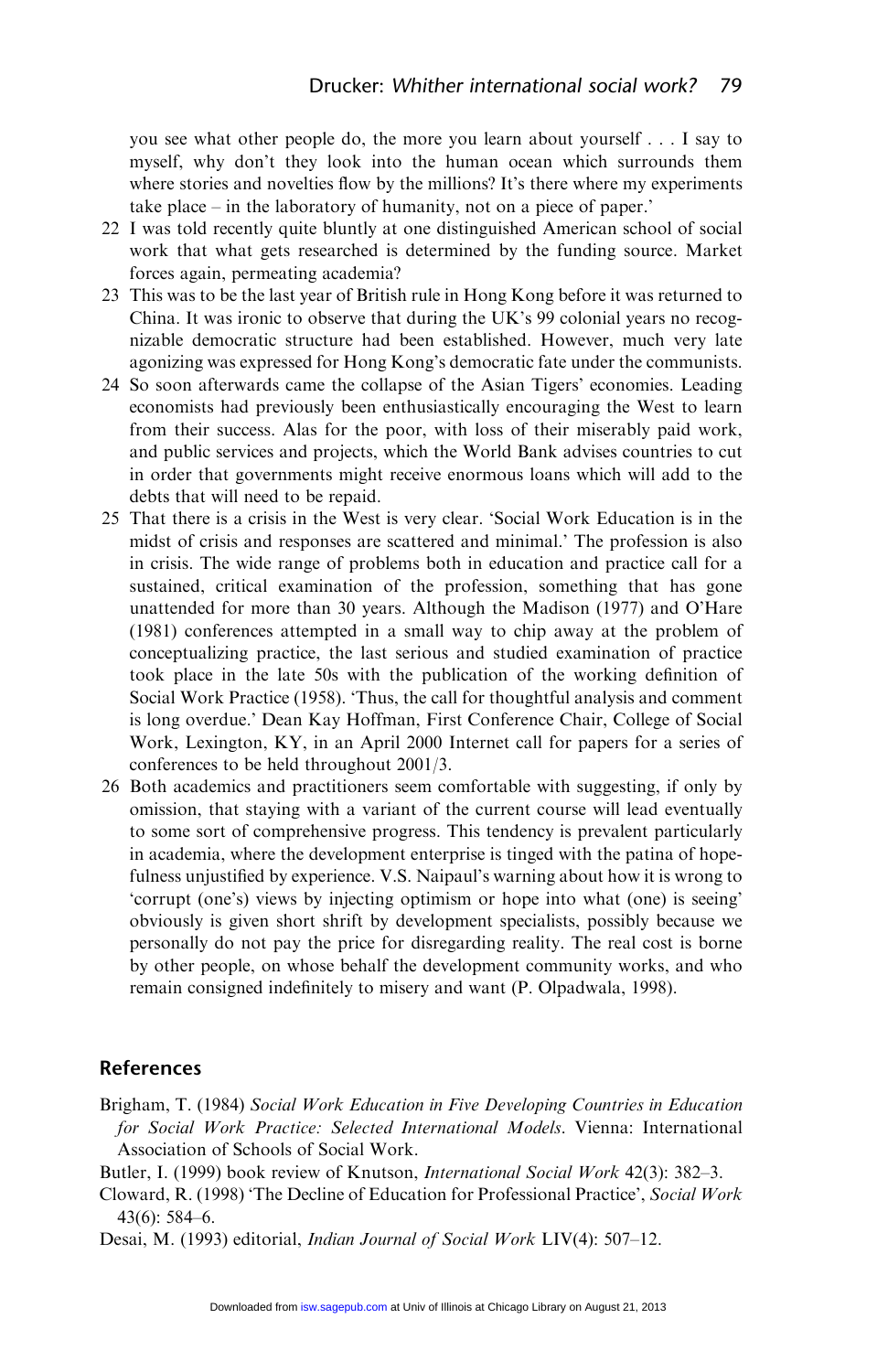you see what other people do, the more you learn about yourself . . . I say to myself, why don't they look into the human ocean which surrounds them where stories and novelties flow by the millions? It's there where my experiments take place – in the laboratory of humanity, not on a piece of paper.'

22 I was told recently quite bluntly at one distinguished American school of social work that what gets researched is determined by the funding source. Market forces again, permeating academia?

23 This was to be the last year of British rule in Hong Kong before it was returned to China. It was ironic to observe that during the UK's 99 colonial years no recognizable democratic structure had been established. However, much very late agonizing was expressed for Hong Kong's democratic fate under the communists.

24 So soon afterwards came the collapse of the Asian Tigers' economies. Leading economists had previously been enthusiastically encouraging the West to learn from their success. Alas for the poor, with loss of their miserably paid work, and public services and projects, which the World Bank advises countries to cut in order that governments might receive enormous loans which will add to the debts that will need to be repaid.

25 That there is a crisis in the West is very clear. 'Social Work Education is in the midst of crisis and responses are scattered and minimal.' The profession is also in crisis. The wide range of problems both in education and practice call for a sustained, critical examination of the profession, something that has gone unattended for more than 30 years. Although the Madison (1977) and O'Hare (1981) conferences attempted in a small way to chip away at the problem of conceptualizing practice, the last serious and studied examination of practice took place in the late 50s with the publication of the working definition of Social Work Practice (1958). 'Thus, the call for thoughtful analysis and comment is long overdue.' Dean Kay Hoffman, First Conference Chair, College of Social Work, Lexington, KY, in an April 2000 Internet call for papers for a series of conferences to be held throughout 2001/3.

26 Both academics and practitioners seem comfortable with suggesting, if only by omission, that staying with a variant of the current course will lead eventually to some sort of comprehensive progress. This tendency is prevalent particularly in academia, where the development enterprise is tinged with the patina of hopefulness unjustified by experience. V.S. Naipaul's warning about how it is wrong to 'corrupt (one's) views by injecting optimism or hope into what (one) is seeing' obviously is given short shrift by development specialists, possibly because we personally do not pay the price for disregarding reality. The real cost is borne by other people, on whose behalf the development community works, and who remain consigned indefinitely to misery and want (P. Olpadwala, 1998).

## References

Brigham, T. (1984) *Social Work Education in Five Developing Countries in Education for Social Work Practice: Selected International Models*. Vienna: International Association of Schools of Social Work.

Butler, I. (1999) book review of Knutson, *International Social Work* 42(3): 382–3.

Cloward, R. (1998) 'The Decline of Education for Professional Practice', *Social Work* 43(6): 584–6.

Desai, M. (1993) editorial, *Indian Journal of Social Work* LIV(4): 507–12.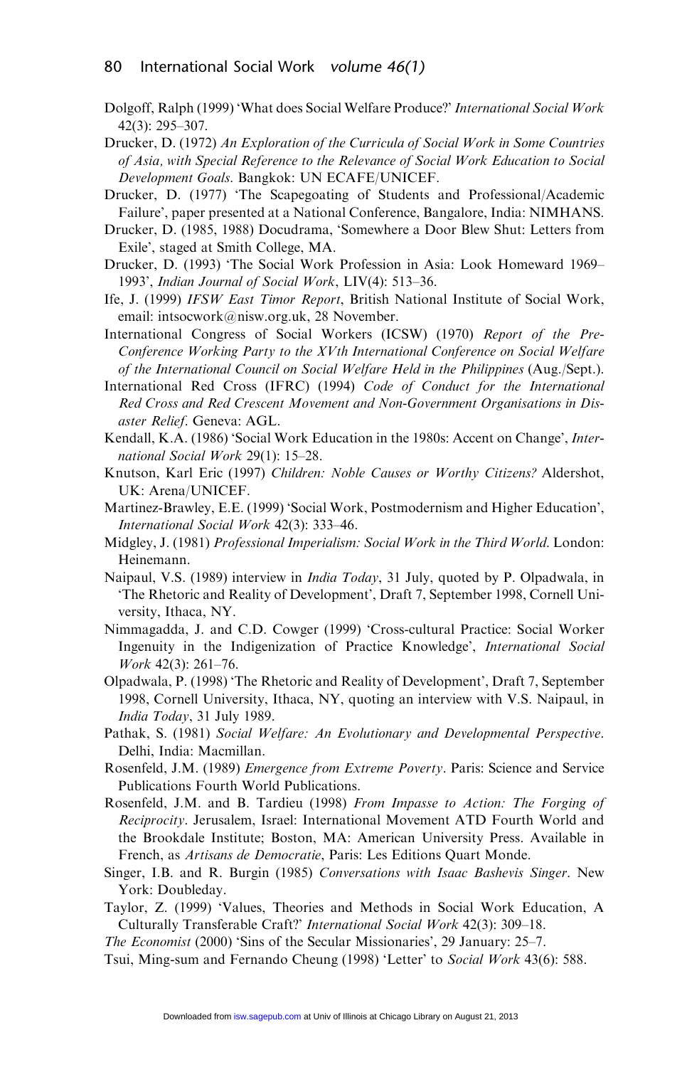Dolgoff, Ralph (1999) 'What does Social Welfare Produce?' *International Social Work* 42(3): 295–307.

Drucker, D. (1972) *An Exploration of the Curricula of Social Work in Some Countries of Asia, with Special Reference to the Relevance of Social Work Education to Social Development Goals*. Bangkok: UN ECAFE/UNICEF.

Drucker, D. (1977) 'The Scapegoating of Students and Professional/Academic Failure', paper presented at a National Conference, Bangalore, India: NIMHANS.

Drucker, D. (1985, 1988) Docudrama, 'Somewhere a Door Blew Shut: Letters from Exile', staged at Smith College, MA.

Drucker, D. (1993) 'The Social Work Profession in Asia: Look Homeward 1969–1993', *Indian Journal of Social Work*, LIV(4): 513–36.

Ife, J. (1999) *IFSW East Timor Report*, British National Institute of Social Work, email: intsocwork@nisw.org.uk, 28 November.

International Congress of Social Workers (ICSW) (1970) *Report of the Pre-Conference Working Party to the XVth International Conference on Social Welfare of the International Council on Social Welfare Held in the Philippines* (Aug./Sept.).

International Red Cross (IFRC) (1994) *Code of Conduct for the International Red Cross and Red Crescent Movement and Non-Government Organisations in Disaster Relief*. Geneva: AGL.

Kendall, K.A. (1986) 'Social Work Education in the 1980s: Accent on Change', *International Social Work* 29(1): 15–28.

Knutson, Karl Eric (1997) *Children: Noble Causes or Worthy Citizens?* Aldershot, UK: Arena/UNICEF.

Martinez-Brawley, E.E. (1999) 'Social Work, Postmodernism and Higher Education', *International Social Work* 42(3): 333–46.

Midgley, J. (1981) *Professional Imperialism: Social Work in the Third World*. London: Heinemann.

Naipaul, V.S. (1989) interview in *India Today*, 31 July, quoted by P. Olpadwala, in 'The Rhetoric and Reality of Development', Draft 7, September 1998, Cornell University, Ithaca, NY.

Nimmagadda, J. and C.D. Cowger (1999) 'Cross-cultural Practice: Social Worker Ingenuity in the Indigenization of Practice Knowledge', *International Social Work* 42(3): 261–76.

Olpadwala, P. (1998) 'The Rhetoric and Reality of Development', Draft 7, September 1998, Cornell University, Ithaca, NY, quoting an interview with V.S. Naipaul, in *India Today*, 31 July 1989.

Pathak, S. (1981) *Social Welfare: An Evolutionary and Developmental Perspective*. Delhi, India: Macmillan.

Rosenfeld, J.M. (1989) *Emergence from Extreme Poverty*. Paris: Science and Service Publications Fourth World Publications.

Rosenfeld, J.M. and B. Tardieu (1998) *From Impasse to Action: The Forging of Reciprocity*. Jerusalem, Israel: International Movement ATD Fourth World and the Brookdale Institute; Boston, MA: American University Press. Available in French, as *Artisans de Democratie*, Paris: Les Editions Quart Monde.

Singer, I.B. and R. Burgin (1985) *Conversations with Isaac Bashevis Singer*. New York: Doubleday.

Taylor, Z. (1999) 'Values, Theories and Methods in Social Work Education, A Culturally Transferable Craft?' *International Social Work* 42(3): 309–18.

*The Economist* (2000) 'Sins of the Secular Missionaries', 29 January: 25–7.

Tsui, Ming-sum and Fernando Cheung (1998) 'Letter' to *Social Work* 43(6): 588.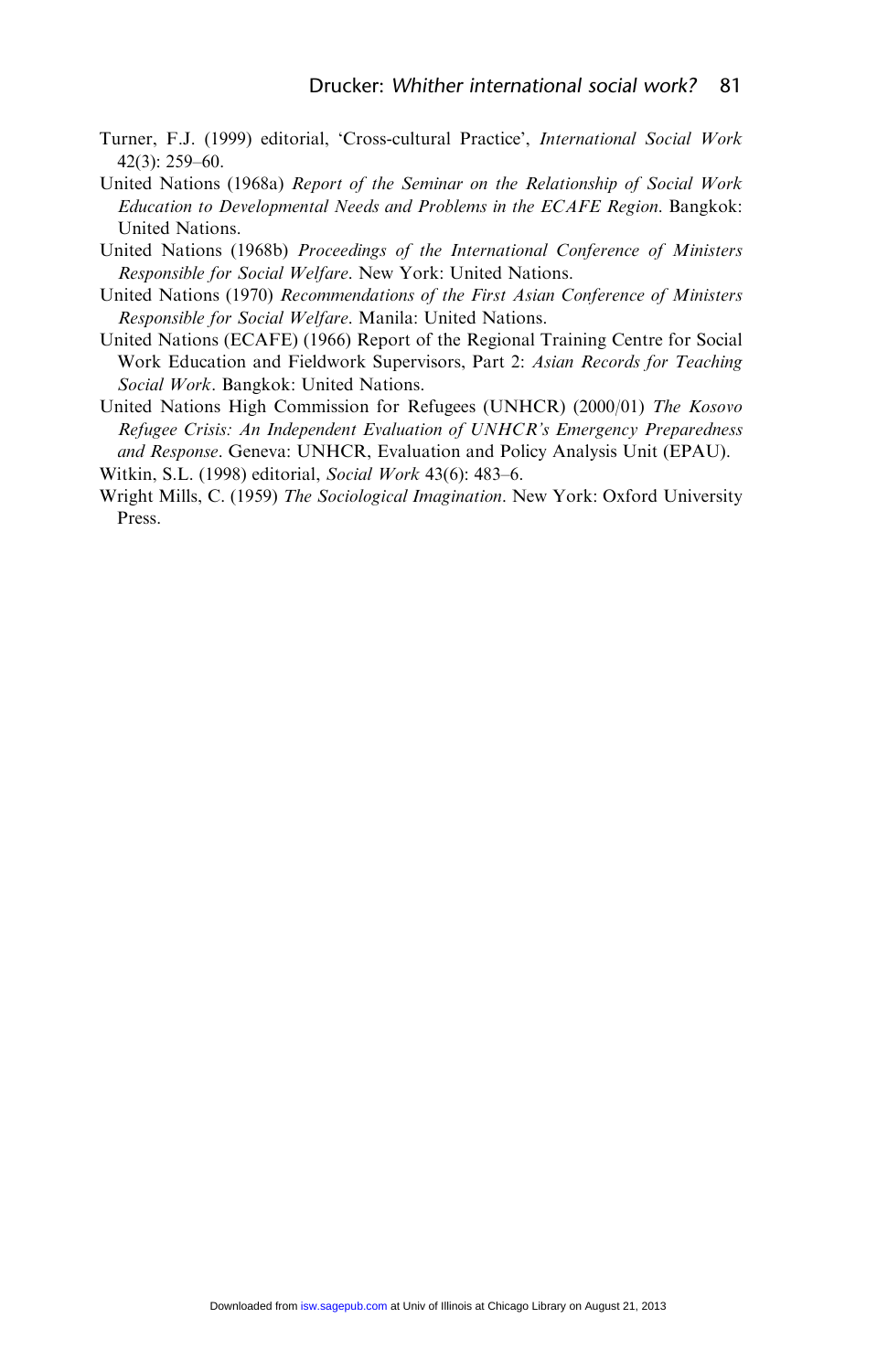Turner, F.J. (1999) editorial, 'Cross-cultural Practice', *International Social Work* 42(3): 259–60.

United Nations (1968a) *Report of the Seminar on the Relationship of Social Work Education to Developmental Needs and Problems in the ECAFE Region*. Bangkok: United Nations.

United Nations (1968b) *Proceedings of the International Conference of Ministers Responsible for Social Welfare*. New York: United Nations.

United Nations (1970) *Recommendations of the First Asian Conference of Ministers Responsible for Social Welfare*. Manila: United Nations.

United Nations (ECAFE) (1966) Report of the Regional Training Centre for Social Work Education and Fieldwork Supervisors, Part 2: *Asian Records for Teaching Social Work*. Bangkok: United Nations.

United Nations High Commission for Refugees (UNHCR) (2000/01) *The Kosovo Refugee Crisis: An Independent Evaluation of UNHCR's Emergency Preparedness and Response*. Geneva: UNHCR, Evaluation and Policy Analysis Unit (EPAU).

Witkin, S.L. (1998) editorial, *Social Work* 43(6): 483–6.

Wright Mills, C. (1959) *The Sociological Imagination*. New York: Oxford University Press.